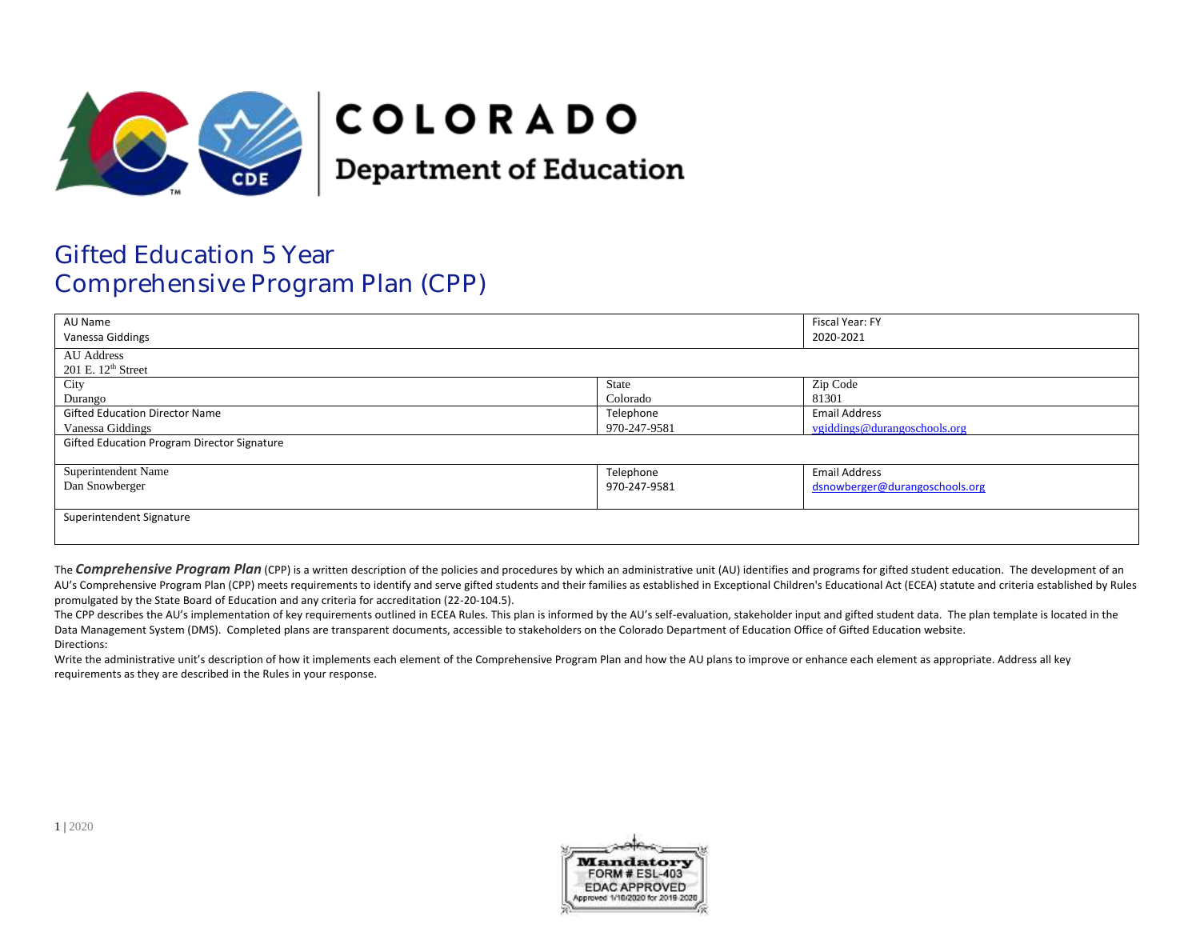COLORADO
Department of Education

# Gifted Education 5 Year Comprehensive Program Plan (CPP)

| AU Name<br>Vanessa Giddings | | Fiscal Year: FY<br>2020-2021 |
|---|---|---|
| AU Address<br>201 E. 12th Street | | |
| City<br>Durango | State<br>Colorado | Zip Code<br>81301 |
| Gifted Education Director Name<br>Vanessa Giddings | Telephone<br>970-247-9581 | Email Address<br>vgiddings@durangoschools.org |
| Gifted Education Program Director Signature | | |
| Superintendent Name<br>Dan Snowberger | Telephone<br>970-247-9581 | Email Address<br>dsnowberger@durangoschools.org |
| Superintendent Signature | | |

The ***Comprehensive Program Plan*** (CPP) is a written description of the policies and procedures by which an administrative unit (AU) identifies and programs for gifted student education. The development of an AU's Comprehensive Program Plan (CPP) meets requirements to identify and serve gifted students and their families as established in Exceptional Children's Educational Act (ECEA) statute and criteria established by Rules promulgated by the State Board of Education and any criteria for accreditation (22-20-104.5).

The CPP describes the AU's implementation of key requirements outlined in ECEA Rules. This plan is informed by the AU's self-evaluation, stakeholder input and gifted student data. The plan template is located in the Data Management System (DMS). Completed plans are transparent documents, accessible to stakeholders on the Colorado Department of Education Office of Gifted Education website.

Directions:

Write the administrative unit's description of how it implements each element of the Comprehensive Program Plan and how the AU plans to improve or enhance each element as appropriate. Address all key requirements as they are described in the Rules in your response.

Mandatory
FORM # ESL-403
EDAC APPROVED
Approved 1/10/2020 for 2019-2020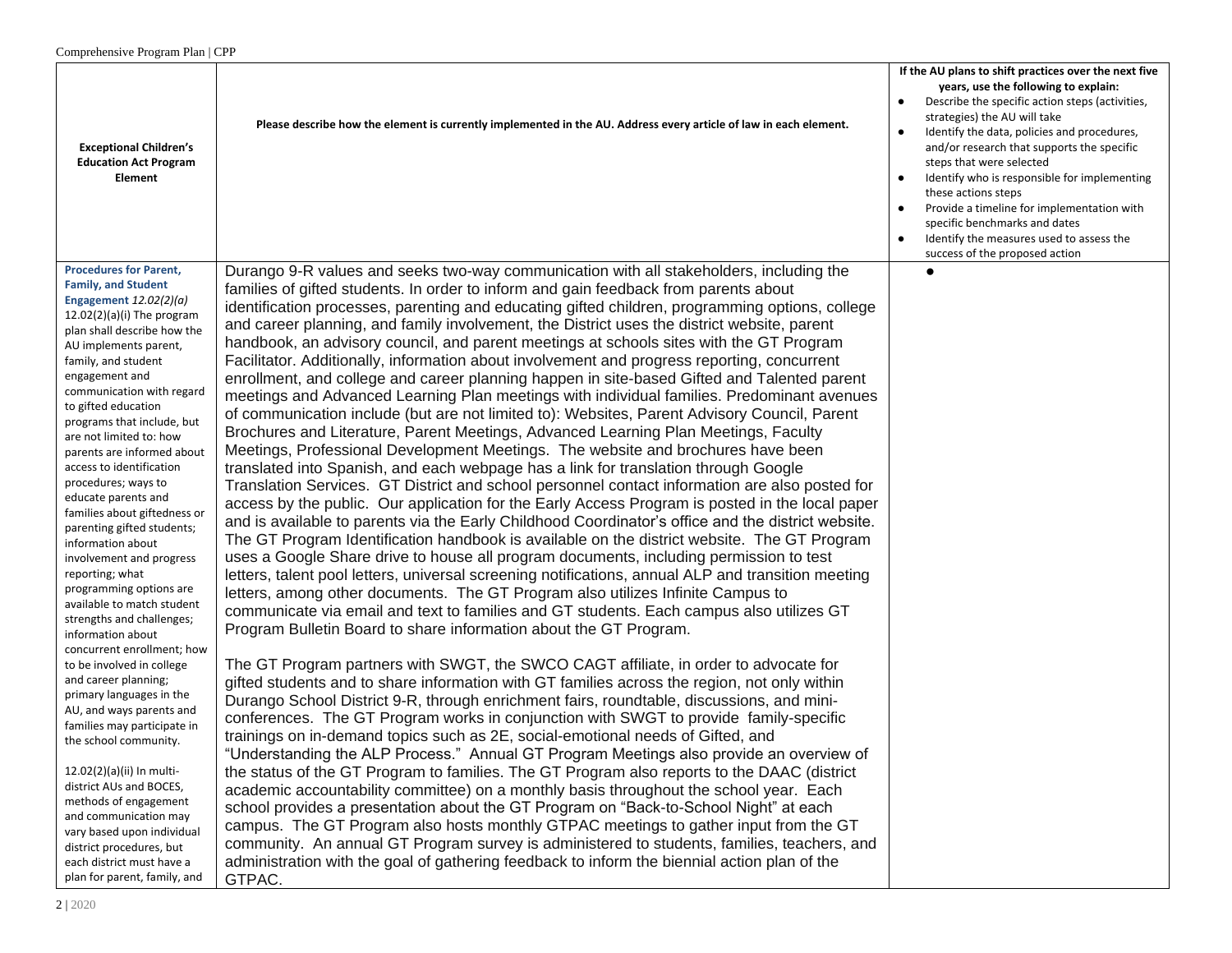| **Exceptional Children's Education Act Program Element** | **Please describe how the element is currently implemented in the AU. Address every article of law in each element.** | **If the AU plans to shift practices over the next five years, use the following to explain:** <br>● Describe the specific action steps (activities, strategies) the AU will take <br>● Identify the data, policies and procedures, and/or research that supports the specific steps that were selected <br>● Identify who is responsible for implementing these actions steps <br>● Provide a timeline for implementation with specific benchmarks and dates <br>● Identify the measures used to assess the success of the proposed action |
|---|---|---|
| **Procedures for Parent, Family, and Student Engagement** *12.02(2)(a)* <br>12.02(2)(a)(i) The program plan shall describe how the AU implements parent, family, and student engagement and communication with regard to gifted education programs that include, but are not limited to: how parents are informed about access to identification procedures; ways to educate parents and families about giftedness or parenting gifted students; information about involvement and progress reporting; what programming options are available to match student strengths and challenges; information about concurrent enrollment; how to be involved in college and career planning; primary languages in the AU, and ways parents and families may participate in the school community. <br><br>12.02(2)(a)(ii) In multi-district AUs and BOCES, methods of engagement and communication may vary based upon individual district procedures, but each district must have a plan for parent, family, and | Durango 9-R values and seeks two-way communication with all stakeholders, including the families of gifted students. In order to inform and gain feedback from parents about identification processes, parenting and educating gifted children, programming options, college and career planning, and family involvement, the District uses the district website, parent handbook, an advisory council, and parent meetings at schools sites with the GT Program Facilitator. Additionally, information about involvement and progress reporting, concurrent enrollment, and college and career planning happen in site-based Gifted and Talented parent meetings and Advanced Learning Plan meetings with individual families. Predominant avenues of communication include (but are not limited to): Websites, Parent Advisory Council, Parent Brochures and Literature, Parent Meetings, Advanced Learning Plan Meetings, Faculty Meetings, Professional Development Meetings. The website and brochures have been translated into Spanish, and each webpage has a link for translation through Google Translation Services. GT District and school personnel contact information are also posted for access by the public. Our application for the Early Access Program is posted in the local paper and is available to parents via the Early Childhood Coordinator's office and the district website. The GT Program Identification handbook is available on the district website. The GT Program uses a Google Share drive to house all program documents, including permission to test letters, talent pool letters, universal screening notifications, annual ALP and transition meeting letters, among other documents. The GT Program also utilizes Infinite Campus to communicate via email and text to families and GT students. Each campus also utilizes GT Program Bulletin Board to share information about the GT Program. <br><br>The GT Program partners with SWGT, the SWCO CAGT affiliate, in order to advocate for gifted students and to share information with GT families across the region, not only within Durango School District 9-R, through enrichment fairs, roundtable, discussions, and mini-conferences. The GT Program works in conjunction with SWGT to provide family-specific trainings on in-demand topics such as 2E, social-emotional needs of Gifted, and "Understanding the ALP Process." Annual GT Program Meetings also provide an overview of the status of the GT Program to families. The GT Program also reports to the DAAC (district academic accountability committee) on a monthly basis throughout the school year. Each school provides a presentation about the GT Program on "Back-to-School Night" at each campus. The GT Program also hosts monthly GTPAC meetings to gather input from the GT community. An annual GT Program survey is administered to students, families, teachers, and administration with the goal of gathering feedback to inform the biennial action plan of the GTPAC. | ● |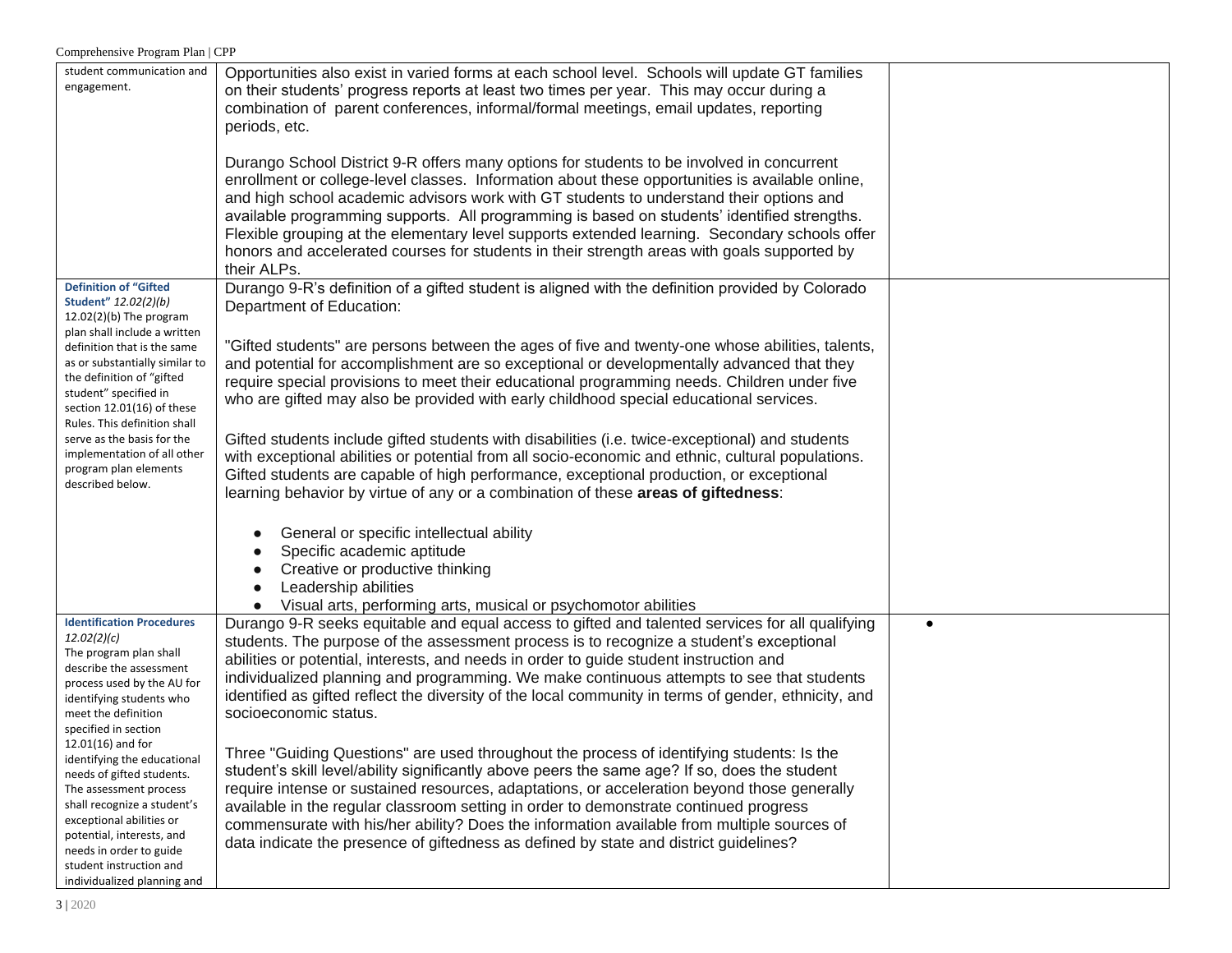| | | |
|---|---|---|
| student communication and engagement. | Opportunities also exist in varied forms at each school level. Schools will update GT families on their students' progress reports at least two times per year. This may occur during a combination of parent conferences, informal/formal meetings, email updates, reporting periods, etc.<br><br>Durango School District 9-R offers many options for students to be involved in concurrent enrollment or college-level classes. Information about these opportunities is available online, and high school academic advisors work with GT students to understand their options and available programming supports. All programming is based on students' identified strengths. Flexible grouping at the elementary level supports extended learning. Secondary schools offer honors and accelerated courses for students in their strength areas with goals supported by their ALPs. | |
| **Definition of "Gifted Student"** *12.02(2)(b)*<br>12.02(2)(b) The program plan shall include a written definition that is the same as or substantially similar to the definition of "gifted student" specified in section 12.01(16) of these Rules. This definition shall serve as the basis for the implementation of all other program plan elements described below. | Durango 9-R's definition of a gifted student is aligned with the definition provided by Colorado Department of Education:<br><br>"Gifted students" are persons between the ages of five and twenty-one whose abilities, talents, and potential for accomplishment are so exceptional or developmentally advanced that they require special provisions to meet their educational programming needs. Children under five who are gifted may also be provided with early childhood special educational services.<br><br>Gifted students include gifted students with disabilities (i.e. twice-exceptional) and students with exceptional abilities or potential from all socio-economic and ethnic, cultural populations. Gifted students are capable of high performance, exceptional production, or exceptional learning behavior by virtue of any or a combination of these **areas of giftedness**:<br><br>• General or specific intellectual ability<br>• Specific academic aptitude<br>• Creative or productive thinking<br>• Leadership abilities<br>• Visual arts, performing arts, musical or psychomotor abilities | |
| **Identification Procedures** *12.02(2)(c)*<br>The program plan shall describe the assessment process used by the AU for identifying students who meet the definition specified in section 12.01(16) and for identifying the educational needs of gifted students. The assessment process shall recognize a student's exceptional abilities or potential, interests, and needs in order to guide student instruction and individualized planning and | Durango 9-R seeks equitable and equal access to gifted and talented services for all qualifying students. The purpose of the assessment process is to recognize a student's exceptional abilities or potential, interests, and needs in order to guide student instruction and individualized planning and programming. We make continuous attempts to see that students identified as gifted reflect the diversity of the local community in terms of gender, ethnicity, and socioeconomic status.<br><br>Three "Guiding Questions" are used throughout the process of identifying students: Is the student's skill level/ability significantly above peers the same age? If so, does the student require intense or sustained resources, adaptations, or acceleration beyond those generally available in the regular classroom setting in order to demonstrate continued progress commensurate with his/her ability? Does the information available from multiple sources of data indicate the presence of giftedness as defined by state and district guidelines? | • |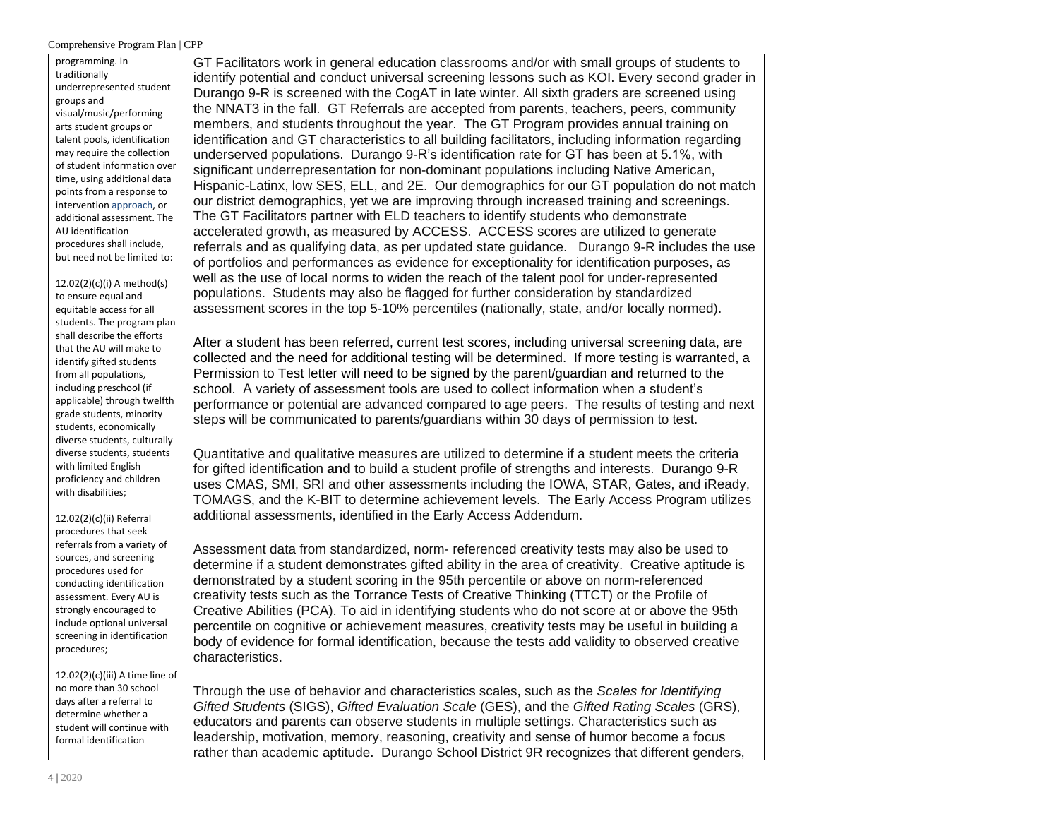| | | |
|---|---|---|
| programming. In traditionally underrepresented student groups and visual/music/performing arts student groups or talent pools, identification may require the collection of student information over time, using additional data points from a response to intervention approach, or additional assessment. The AU identification procedures shall include, but need not be limited to:<br><br>12.02(2)(c)(i) A method(s) to ensure equal and equitable access for all students. The program plan shall describe the efforts that the AU will make to identify gifted students from all populations, including preschool (if applicable) through twelfth grade students, minority students, economically diverse students, culturally diverse students, students with limited English proficiency and children with disabilities;<br><br>12.02(2)(c)(ii) Referral procedures that seek referrals from a variety of sources, and screening procedures used for conducting identification assessment. Every AU is strongly encouraged to include optional universal screening in identification procedures;<br><br>12.02(2)(c)(iii) A time line of no more than 30 school days after a referral to determine whether a student will continue with formal identification | GT Facilitators work in general education classrooms and/or with small groups of students to identify potential and conduct universal screening lessons such as KOI. Every second grader in Durango 9-R is screened with the CogAT in late winter. All sixth graders are screened using the NNAT3 in the fall. GT Referrals are accepted from parents, teachers, peers, community members, and students throughout the year. The GT Program provides annual training on identification and GT characteristics to all building facilitators, including information regarding underserved populations. Durango 9-R's identification rate for GT has been at 5.1%, with significant underrepresentation for non-dominant populations including Native American, Hispanic-Latinx, low SES, ELL, and 2E. Our demographics for our GT population do not match our district demographics, yet we are improving through increased training and screenings. The GT Facilitators partner with ELD teachers to identify students who demonstrate accelerated growth, as measured by ACCESS. ACCESS scores are utilized to generate referrals and as qualifying data, as per updated state guidance. Durango 9-R includes the use of portfolios and performances as evidence for exceptionality for identification purposes, as well as the use of local norms to widen the reach of the talent pool for under-represented populations. Students may also be flagged for further consideration by standardized assessment scores in the top 5-10% percentiles (nationally, state, and/or locally normed).<br><br>After a student has been referred, current test scores, including universal screening data, are collected and the need for additional testing will be determined. If more testing is warranted, a Permission to Test letter will need to be signed by the parent/guardian and returned to the school. A variety of assessment tools are used to collect information when a student's performance or potential are advanced compared to age peers. The results of testing and next steps will be communicated to parents/guardians within 30 days of permission to test.<br><br>Quantitative and qualitative measures are utilized to determine if a student meets the criteria for gifted identification **and** to build a student profile of strengths and interests. Durango 9-R uses CMAS, SMI, SRI and other assessments including the IOWA, STAR, Gates, and iReady, TOMAGS, and the K-BIT to determine achievement levels. The Early Access Program utilizes additional assessments, identified in the Early Access Addendum.<br><br>Assessment data from standardized, norm- referenced creativity tests may also be used to determine if a student demonstrates gifted ability in the area of creativity. Creative aptitude is demonstrated by a student scoring in the 95th percentile or above on norm-referenced creativity tests such as the Torrance Tests of Creative Thinking (TTCT) or the Profile of Creative Abilities (PCA). To aid in identifying students who do not score at or above the 95th percentile on cognitive or achievement measures, creativity tests may be useful in building a body of evidence for formal identification, because the tests add validity to observed creative characteristics.<br><br>Through the use of behavior and characteristics scales, such as the *Scales for Identifying Gifted Students* (SIGS), *Gifted Evaluation Scale* (GES), and the *Gifted Rating Scales* (GRS), educators and parents can observe students in multiple settings. Characteristics such as leadership, motivation, memory, reasoning, creativity and sense of humor become a focus rather than academic aptitude. Durango School District 9R recognizes that different genders, | |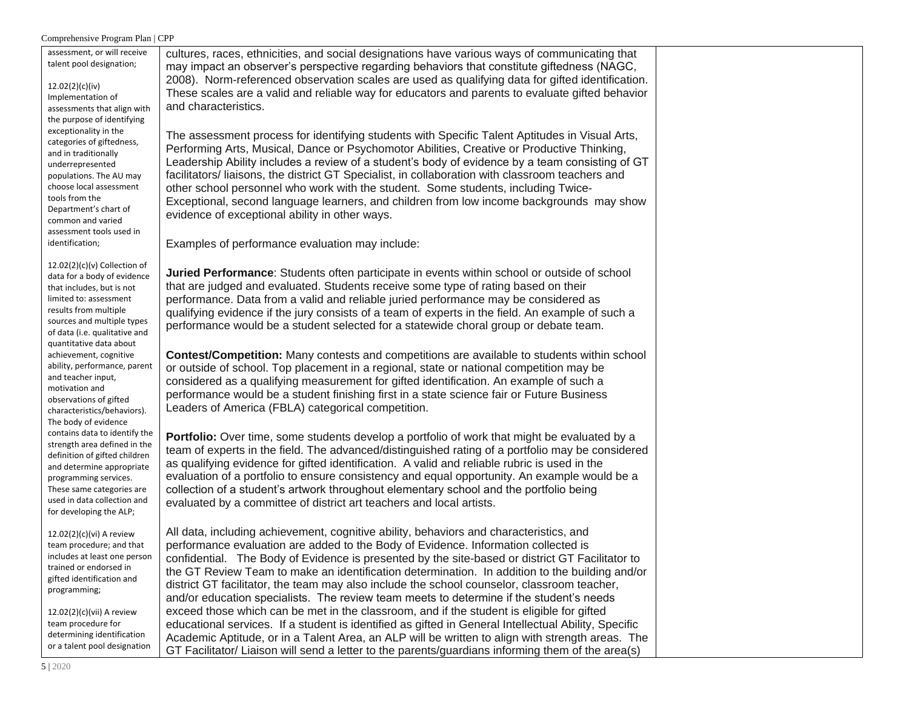| | | |
|---|---|---|
| assessment, or will receive talent pool designation;<br><br>12.02(2)(c)(iv) Implementation of assessments that align with the purpose of identifying exceptionality in the categories of giftedness, and in traditionally underrepresented populations. The AU may choose local assessment tools from the Department's chart of common and varied assessment tools used in identification;<br><br>12.02(2)(c)(v) Collection of data for a body of evidence that includes, but is not limited to: assessment results from multiple sources and multiple types of data (i.e. qualitative and quantitative data about achievement, cognitive ability, performance, parent and teacher input, motivation and observations of gifted characteristics/behaviors). The body of evidence contains data to identify the strength area defined in the definition of gifted children and determine appropriate programming services. These same categories are used in data collection and for developing the ALP;<br><br>12.02(2)(c)(vi) A review team procedure; and that includes at least one person trained or endorsed in gifted identification and programming;<br><br>12.02(2)(c)(vii) A review team procedure for determining identification or a talent pool designation | cultures, races, ethnicities, and social designations have various ways of communicating that may impact an observer's perspective regarding behaviors that constitute giftedness (NAGC, 2008). Norm-referenced observation scales are used as qualifying data for gifted identification. These scales are a valid and reliable way for educators and parents to evaluate gifted behavior and characteristics.<br><br>The assessment process for identifying students with Specific Talent Aptitudes in Visual Arts, Performing Arts, Musical, Dance or Psychomotor Abilities, Creative or Productive Thinking, Leadership Ability includes a review of a student's body of evidence by a team consisting of GT facilitators/ liaisons, the district GT Specialist, in collaboration with classroom teachers and other school personnel who work with the student. Some students, including Twice-Exceptional, second language learners, and children from low income backgrounds may show evidence of exceptional ability in other ways.<br><br>Examples of performance evaluation may include:<br><br>**Juried Performance**: Students often participate in events within school or outside of school that are judged and evaluated. Students receive some type of rating based on their performance. Data from a valid and reliable juried performance may be considered as qualifying evidence if the jury consists of a team of experts in the field. An example of such a performance would be a student selected for a statewide choral group or debate team.<br><br>**Contest/Competition:** Many contests and competitions are available to students within school or outside of school. Top placement in a regional, state or national competition may be considered as a qualifying measurement for gifted identification. An example of such a performance would be a student finishing first in a state science fair or Future Business Leaders of America (FBLA) categorical competition.<br><br>**Portfolio:** Over time, some students develop a portfolio of work that might be evaluated by a team of experts in the field. The advanced/distinguished rating of a portfolio may be considered as qualifying evidence for gifted identification. A valid and reliable rubric is used in the evaluation of a portfolio to ensure consistency and equal opportunity. An example would be a collection of a student's artwork throughout elementary school and the portfolio being evaluated by a committee of district art teachers and local artists.<br><br>All data, including achievement, cognitive ability, behaviors and characteristics, and performance evaluation are added to the Body of Evidence. Information collected is confidential. The Body of Evidence is presented by the site-based or district GT Facilitator to the GT Review Team to make an identification determination. In addition to the building and/or district GT facilitator, the team may also include the school counselor, classroom teacher, and/or education specialists. The review team meets to determine if the student's needs exceed those which can be met in the classroom, and if the student is eligible for gifted educational services. If a student is identified as gifted in General Intellectual Ability, Specific Academic Aptitude, or in a Talent Area, an ALP will be written to align with strength areas. The GT Facilitator/ Liaison will send a letter to the parents/guardians informing them of the area(s) | |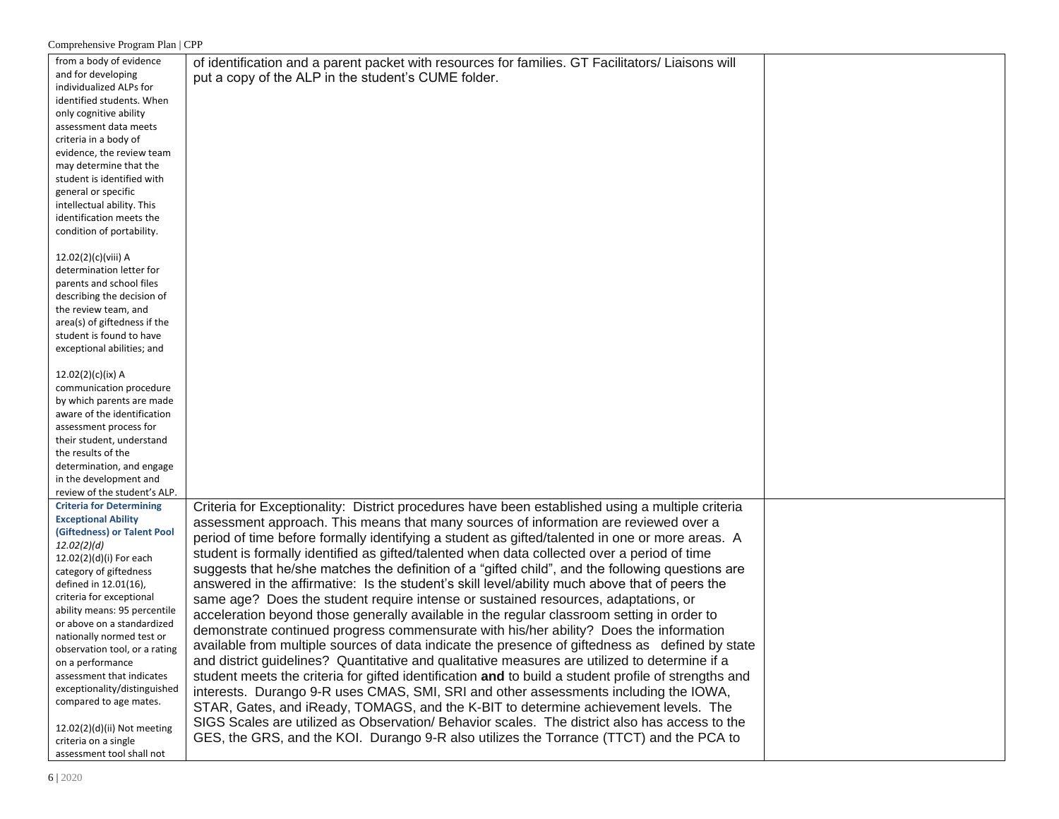| | | |
|---|---|---|
| from a body of evidence and for developing individualized ALPs for identified students. When only cognitive ability assessment data meets criteria in a body of evidence, the review team may determine that the student is identified with general or specific intellectual ability. This identification meets the condition of portability.<br><br>12.02(2)(c)(viii) A determination letter for parents and school files describing the decision of the review team, and area(s) of giftedness if the student is found to have exceptional abilities; and<br><br>12.02(2)(c)(ix) A communication procedure by which parents are made aware of the identification assessment process for their student, understand the results of the determination, and engage in the development and review of the student's ALP. | of identification and a parent packet with resources for families. GT Facilitators/ Liaisons will put a copy of the ALP in the student's CUME folder. | |
| **Criteria for Determining Exceptional Ability (Giftedness) or Talent Pool**<br>*12.02(2)(d)*<br>12.02(2)(d)(i) For each category of giftedness defined in 12.01(16), criteria for exceptional ability means: 95 percentile or above on a standardized nationally normed test or observation tool, or a rating on a performance assessment that indicates exceptionality/distinguished compared to age mates.<br><br>12.02(2)(d)(ii) Not meeting criteria on a single assessment tool shall not | Criteria for Exceptionality: District procedures have been established using a multiple criteria assessment approach. This means that many sources of information are reviewed over a period of time before formally identifying a student as gifted/talented in one or more areas. A student is formally identified as gifted/talented when data collected over a period of time suggests that he/she matches the definition of a "gifted child", and the following questions are answered in the affirmative: Is the student's skill level/ability much above that of peers the same age? Does the student require intense or sustained resources, adaptations, or acceleration beyond those generally available in the regular classroom setting in order to demonstrate continued progress commensurate with his/her ability? Does the information available from multiple sources of data indicate the presence of giftedness as defined by state and district guidelines? Quantitative and qualitative measures are utilized to determine if a student meets the criteria for gifted identification **and** to build a student profile of strengths and interests. Durango 9-R uses CMAS, SMI, SRI and other assessments including the IOWA, STAR, Gates, and iReady, TOMAGS, and the K-BIT to determine achievement levels. The SIGS Scales are utilized as Observation/ Behavior scales. The district also has access to the GES, the GRS, and the KOI. Durango 9-R also utilizes the Torrance (TTCT) and the PCA to | |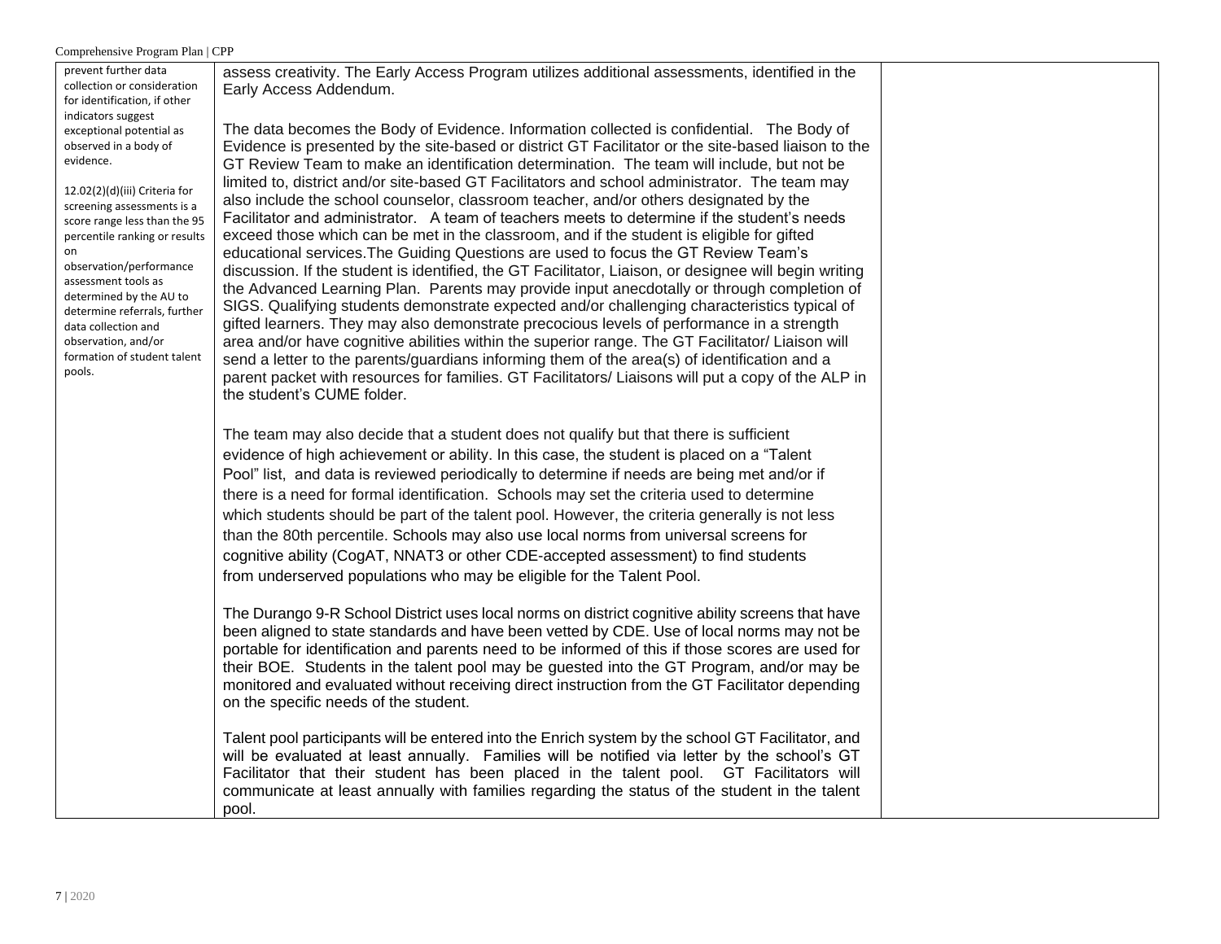| | | |
|---|---|---|
| prevent further data collection or consideration for identification, if other indicators suggest exceptional potential as observed in a body of evidence.<br><br>12.02(2)(d)(iii) Criteria for screening assessments is a score range less than the 95 percentile ranking or results on observation/performance assessment tools as determined by the AU to determine referrals, further data collection and observation, and/or formation of student talent pools. | assess creativity. The Early Access Program utilizes additional assessments, identified in the Early Access Addendum.<br><br>The data becomes the Body of Evidence. Information collected is confidential. The Body of Evidence is presented by the site-based or district GT Facilitator or the site-based liaison to the GT Review Team to make an identification determination. The team will include, but not be limited to, district and/or site-based GT Facilitators and school administrator. The team may also include the school counselor, classroom teacher, and/or others designated by the Facilitator and administrator. A team of teachers meets to determine if the student's needs exceed those which can be met in the classroom, and if the student is eligible for gifted educational services.The Guiding Questions are used to focus the GT Review Team's discussion. If the student is identified, the GT Facilitator, Liaison, or designee will begin writing the Advanced Learning Plan. Parents may provide input anecdotally or through completion of SIGS. Qualifying students demonstrate expected and/or challenging characteristics typical of gifted learners. They may also demonstrate precocious levels of performance in a strength area and/or have cognitive abilities within the superior range. The GT Facilitator/ Liaison will send a letter to the parents/guardians informing them of the area(s) of identification and a parent packet with resources for families. GT Facilitators/ Liaisons will put a copy of the ALP in the student's CUME folder.<br><br>The team may also decide that a student does not qualify but that there is sufficient evidence of high achievement or ability. In this case, the student is placed on a "Talent Pool" list, and data is reviewed periodically to determine if needs are being met and/or if there is a need for formal identification. Schools may set the criteria used to determine which students should be part of the talent pool. However, the criteria generally is not less than the 80th percentile. Schools may also use local norms from universal screens for cognitive ability (CogAT, NNAT3 or other CDE-accepted assessment) to find students from underserved populations who may be eligible for the Talent Pool.<br><br>The Durango 9-R School District uses local norms on district cognitive ability screens that have been aligned to state standards and have been vetted by CDE. Use of local norms may not be portable for identification and parents need to be informed of this if those scores are used for their BOE. Students in the talent pool may be guested into the GT Program, and/or may be monitored and evaluated without receiving direct instruction from the GT Facilitator depending on the specific needs of the student.<br><br>Talent pool participants will be entered into the Enrich system by the school GT Facilitator, and will be evaluated at least annually. Families will be notified via letter by the school's GT Facilitator that their student has been placed in the talent pool. GT Facilitators will communicate at least annually with families regarding the status of the student in the talent pool. | |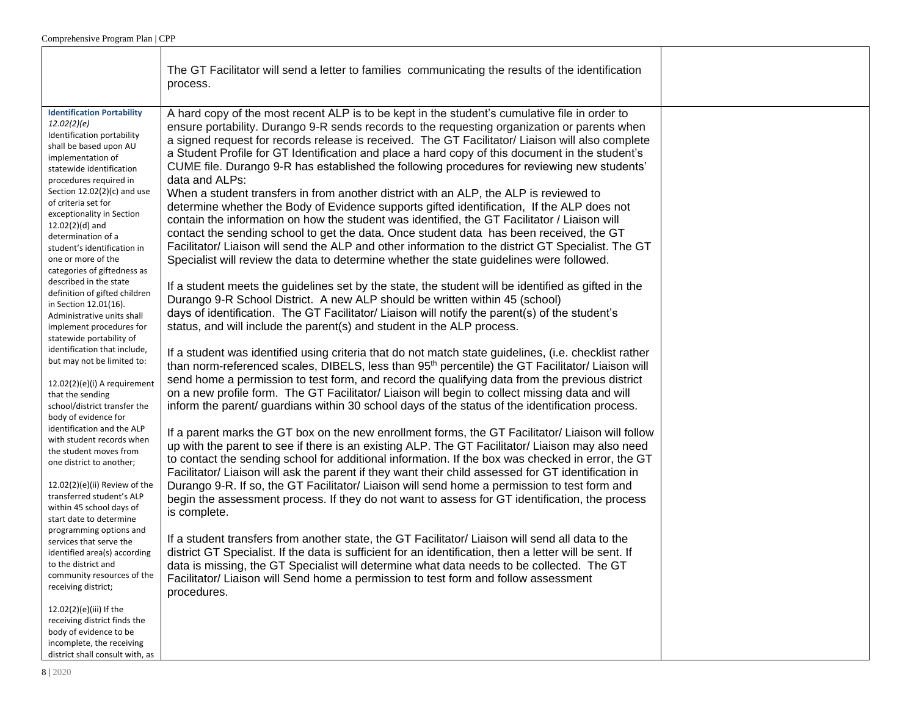| | | |
|---|---|---|
| | The GT Facilitator will send a letter to families communicating the results of the identification process. | |
| **Identification Portability** *12.02(2)(e)* Identification portability shall be based upon AU implementation of statewide identification procedures required in Section 12.02(2)(c) and use of criteria set for exceptionality in Section 12.02(2)(d) and determination of a student's identification in one or more of the categories of giftedness as described in the state definition of gifted children in Section 12.01(16). Administrative units shall implement procedures for statewide portability of identification that include, but may not be limited to:<br><br>12.02(2)(e)(i) A requirement that the sending school/district transfer the body of evidence for identification and the ALP with student records when the student moves from one district to another;<br><br>12.02(2)(e)(ii) Review of the transferred student's ALP within 45 school days of start date to determine programming options and services that serve the identified area(s) according to the district and community resources of the receiving district;<br><br>12.02(2)(e)(iii) If the receiving district finds the body of evidence to be incomplete, the receiving district shall consult with, as | A hard copy of the most recent ALP is to be kept in the student's cumulative file in order to ensure portability. Durango 9-R sends records to the requesting organization or parents when a signed request for records release is received. The GT Facilitator/ Liaison will also complete a Student Profile for GT Identification and place a hard copy of this document in the student's CUME file. Durango 9-R has established the following procedures for reviewing new students' data and ALPs:<br>When a student transfers in from another district with an ALP, the ALP is reviewed to determine whether the Body of Evidence supports gifted identification, If the ALP does not contain the information on how the student was identified, the GT Facilitator / Liaison will contact the sending school to get the data. Once student data has been received, the GT Facilitator/ Liaison will send the ALP and other information to the district GT Specialist. The GT Specialist will review the data to determine whether the state guidelines were followed.<br><br>If a student meets the guidelines set by the state, the student will be identified as gifted in the Durango 9-R School District. A new ALP should be written within 45 (school) days of identification. The GT Facilitator/ Liaison will notify the parent(s) of the student's status, and will include the parent(s) and student in the ALP process.<br><br>If a student was identified using criteria that do not match state guidelines, (i.e. checklist rather than norm-referenced scales, DIBELS, less than 95th percentile) the GT Facilitator/ Liaison will send home a permission to test form, and record the qualifying data from the previous district on a new profile form. The GT Facilitator/ Liaison will begin to collect missing data and will inform the parent/ guardians within 30 school days of the status of the identification process.<br><br>If a parent marks the GT box on the new enrollment forms, the GT Facilitator/ Liaison will follow up with the parent to see if there is an existing ALP. The GT Facilitator/ Liaison may also need to contact the sending school for additional information. If the box was checked in error, the GT Facilitator/ Liaison will ask the parent if they want their child assessed for GT identification in Durango 9-R. If so, the GT Facilitator/ Liaison will send home a permission to test form and begin the assessment process. If they do not want to assess for GT identification, the process is complete.<br><br>If a student transfers from another state, the GT Facilitator/ Liaison will send all data to the district GT Specialist. If the data is sufficient for an identification, then a letter will be sent. If data is missing, the GT Specialist will determine what data needs to be collected. The GT Facilitator/ Liaison will Send home a permission to test form and follow assessment procedures. | |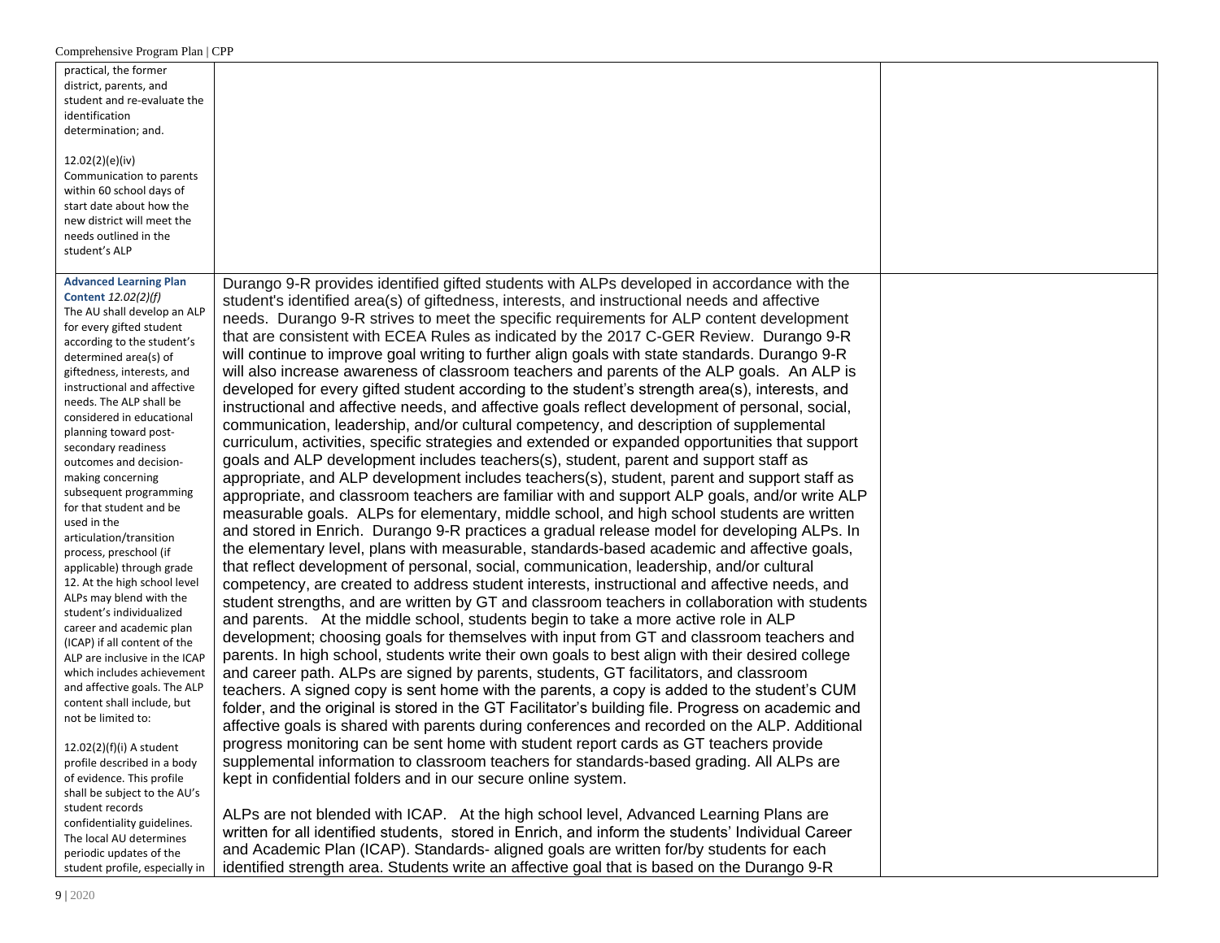| | | |
|---|---|---|
| practical, the former district, parents, and student and re-evaluate the identification determination; and.<br><br>12.02(2)(e)(iv) Communication to parents within 60 school days of start date about how the new district will meet the needs outlined in the student's ALP | | |
| **Advanced Learning Plan Content** *12.02(2)(f)*<br>The AU shall develop an ALP for every gifted student according to the student's determined area(s) of giftedness, interests, and instructional and affective needs. The ALP shall be considered in educational planning toward post-secondary readiness outcomes and decision-making concerning subsequent programming for that student and be used in the articulation/transition process, preschool (if applicable) through grade 12. At the high school level ALPs may blend with the student's individualized career and academic plan (ICAP) if all content of the ALP are inclusive in the ICAP which includes achievement and affective goals. The ALP content shall include, but not be limited to:<br><br>12.02(2)(f)(i) A student profile described in a body of evidence. This profile shall be subject to the AU's student records confidentiality guidelines. The local AU determines periodic updates of the student profile, especially in | Durango 9-R provides identified gifted students with ALPs developed in accordance with the student's identified area(s) of giftedness, interests, and instructional needs and affective needs. Durango 9-R strives to meet the specific requirements for ALP content development that are consistent with ECEA Rules as indicated by the 2017 C-GER Review. Durango 9-R will continue to improve goal writing to further align goals with state standards. Durango 9-R will also increase awareness of classroom teachers and parents of the ALP goals. An ALP is developed for every gifted student according to the student's strength area(s), interests, and instructional and affective needs, and affective goals reflect development of personal, social, communication, leadership, and/or cultural competency, and description of supplemental curriculum, activities, specific strategies and extended or expanded opportunities that support goals and ALP development includes teachers(s), student, parent and support staff as appropriate, and ALP development includes teachers(s), student, parent and support staff as appropriate, and classroom teachers are familiar with and support ALP goals, and/or write ALP measurable goals. ALPs for elementary, middle school, and high school students are written and stored in Enrich. Durango 9-R practices a gradual release model for developing ALPs. In the elementary level, plans with measurable, standards-based academic and affective goals, that reflect development of personal, social, communication, leadership, and/or cultural competency, are created to address student interests, instructional and affective needs, and student strengths, and are written by GT and classroom teachers in collaboration with students and parents. At the middle school, students begin to take a more active role in ALP development; choosing goals for themselves with input from GT and classroom teachers and parents. In high school, students write their own goals to best align with their desired college and career path. ALPs are signed by parents, students, GT facilitators, and classroom teachers. A signed copy is sent home with the parents, a copy is added to the student's CUM folder, and the original is stored in the GT Facilitator's building file. Progress on academic and affective goals is shared with parents during conferences and recorded on the ALP. Additional progress monitoring can be sent home with student report cards as GT teachers provide supplemental information to classroom teachers for standards-based grading. All ALPs are kept in confidential folders and in our secure online system.<br><br>ALPs are not blended with ICAP. At the high school level, Advanced Learning Plans are written for all identified students, stored in Enrich, and inform the students' Individual Career and Academic Plan (ICAP). Standards- aligned goals are written for/by students for each identified strength area. Students write an affective goal that is based on the Durango 9-R | |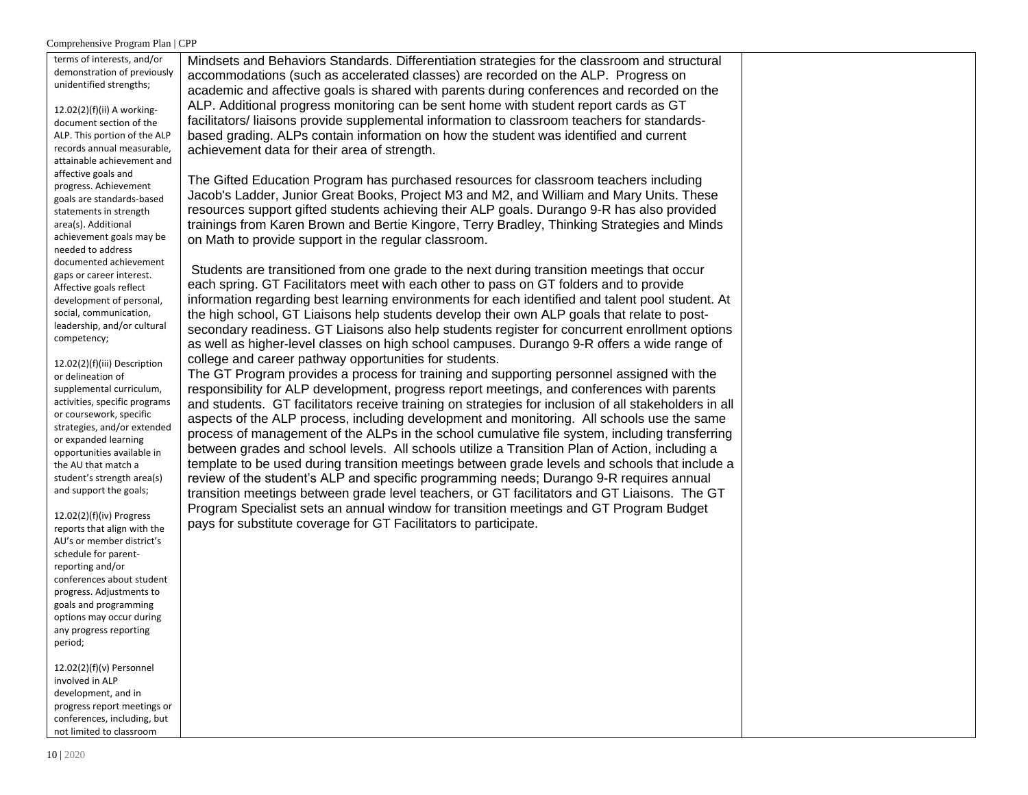| | | |
|---|---|---|
| terms of interests, and/or demonstration of previously unidentified strengths;<br><br>12.02(2)(f)(ii) A working-document section of the ALP. This portion of the ALP records annual measurable, attainable achievement and affective goals and progress. Achievement goals are standards-based statements in strength area(s). Additional achievement goals may be needed to address documented achievement gaps or career interest. Affective goals reflect development of personal, social, communication, leadership, and/or cultural competency;<br><br>12.02(2)(f)(iii) Description or delineation of supplemental curriculum, activities, specific programs or coursework, specific strategies, and/or extended or expanded learning opportunities available in the AU that match a student's strength area(s) and support the goals;<br><br>12.02(2)(f)(iv) Progress reports that align with the AU's or member district's schedule for parent-reporting and/or conferences about student progress. Adjustments to goals and programming options may occur during any progress reporting period;<br><br>12.02(2)(f)(v) Personnel involved in ALP development, and in progress report meetings or conferences, including, but not limited to classroom | Mindsets and Behaviors Standards. Differentiation strategies for the classroom and structural accommodations (such as accelerated classes) are recorded on the ALP. Progress on academic and affective goals is shared with parents during conferences and recorded on the ALP. Additional progress monitoring can be sent home with student report cards as GT facilitators/ liaisons provide supplemental information to classroom teachers for standards-based grading. ALPs contain information on how the student was identified and current achievement data for their area of strength.<br><br>The Gifted Education Program has purchased resources for classroom teachers including Jacob's Ladder, Junior Great Books, Project M3 and M2, and William and Mary Units. These resources support gifted students achieving their ALP goals. Durango 9-R has also provided trainings from Karen Brown and Bertie Kingore, Terry Bradley, Thinking Strategies and Minds on Math to provide support in the regular classroom.<br><br>Students are transitioned from one grade to the next during transition meetings that occur each spring. GT Facilitators meet with each other to pass on GT folders and to provide information regarding best learning environments for each identified and talent pool student. At the high school, GT Liaisons help students develop their own ALP goals that relate to post-secondary readiness. GT Liaisons also help students register for concurrent enrollment options as well as higher-level classes on high school campuses. Durango 9-R offers a wide range of college and career pathway opportunities for students.<br>The GT Program provides a process for training and supporting personnel assigned with the responsibility for ALP development, progress report meetings, and conferences with parents and students. GT facilitators receive training on strategies for inclusion of all stakeholders in all aspects of the ALP process, including development and monitoring. All schools use the same process of management of the ALPs in the school cumulative file system, including transferring between grades and school levels. All schools utilize a Transition Plan of Action, including a template to be used during transition meetings between grade levels and schools that include a review of the student's ALP and specific programming needs; Durango 9-R requires annual transition meetings between grade level teachers, or GT facilitators and GT Liaisons. The GT Program Specialist sets an annual window for transition meetings and GT Program Budget pays for substitute coverage for GT Facilitators to participate. | |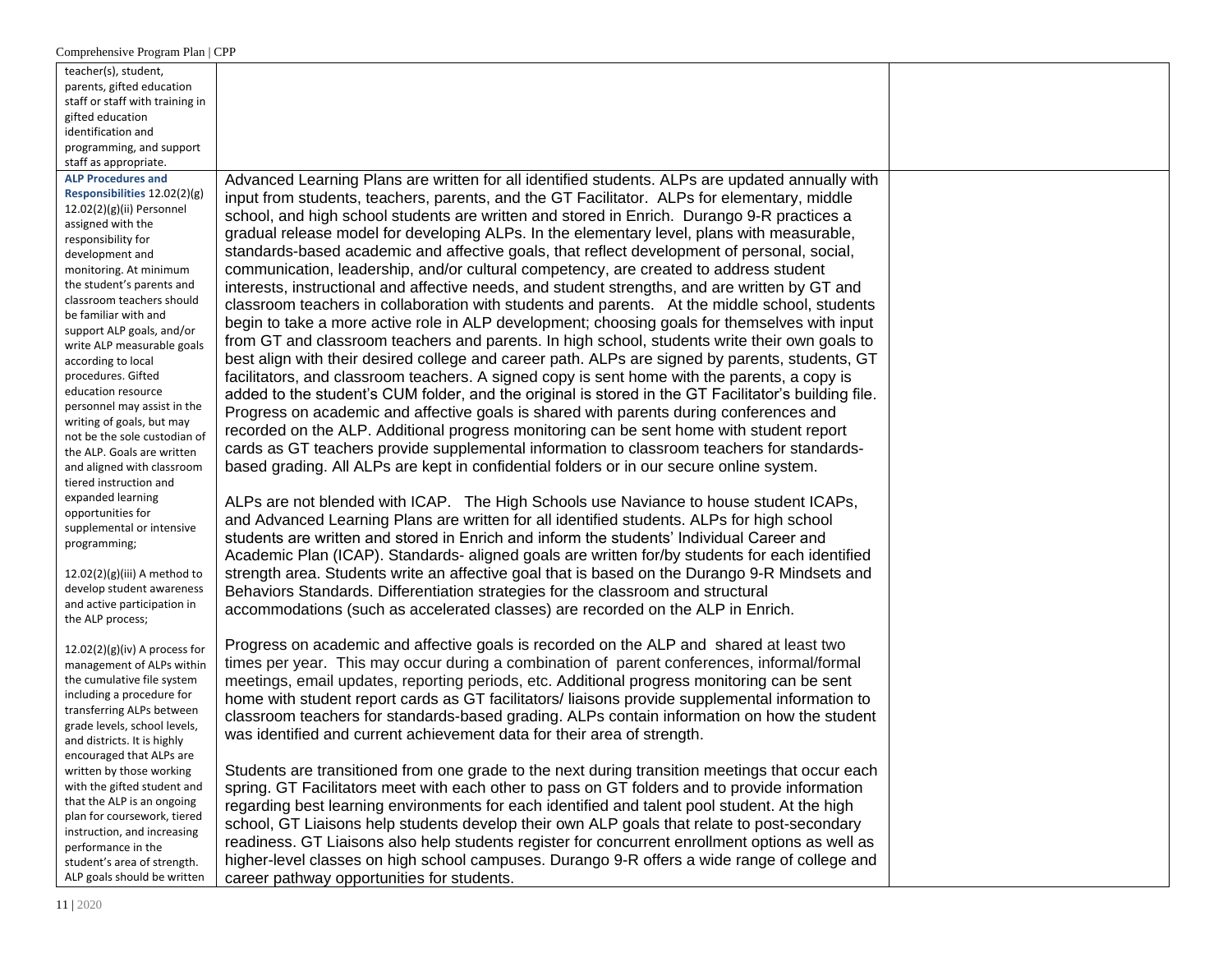| | | |
|---|---|---|
| teacher(s), student, parents, gifted education staff or staff with training in gifted education identification and programming, and support staff as appropriate. | | |
| **ALP Procedures and Responsibilities** 12.02(2)(g) 12.02(2)(g)(ii) Personnel assigned with the responsibility for development and monitoring. At minimum the student's parents and classroom teachers should be familiar with and support ALP goals, and/or write ALP measurable goals according to local procedures. Gifted education resource personnel may assist in the writing of goals, but may not be the sole custodian of the ALP. Goals are written and aligned with classroom tiered instruction and expanded learning opportunities for supplemental or intensive programming;<br><br>12.02(2)(g)(iii) A method to develop student awareness and active participation in the ALP process;<br><br>12.02(2)(g)(iv) A process for management of ALPs within the cumulative file system including a procedure for transferring ALPs between grade levels, school levels, and districts. It is highly encouraged that ALPs are written by those working with the gifted student and that the ALP is an ongoing plan for coursework, tiered instruction, and increasing performance in the student's area of strength. ALP goals should be written | Advanced Learning Plans are written for all identified students. ALPs are updated annually with input from students, teachers, parents, and the GT Facilitator. ALPs for elementary, middle school, and high school students are written and stored in Enrich. Durango 9-R practices a gradual release model for developing ALPs. In the elementary level, plans with measurable, standards-based academic and affective goals, that reflect development of personal, social, communication, leadership, and/or cultural competency, are created to address student interests, instructional and affective needs, and student strengths, and are written by GT and classroom teachers in collaboration with students and parents. At the middle school, students begin to take a more active role in ALP development; choosing goals for themselves with input from GT and classroom teachers and parents. In high school, students write their own goals to best align with their desired college and career path. ALPs are signed by parents, students, GT facilitators, and classroom teachers. A signed copy is sent home with the parents, a copy is added to the student's CUM folder, and the original is stored in the GT Facilitator's building file. Progress on academic and affective goals is shared with parents during conferences and recorded on the ALP. Additional progress monitoring can be sent home with student report cards as GT teachers provide supplemental information to classroom teachers for standards-based grading. All ALPs are kept in confidential folders or in our secure online system.<br><br>ALPs are not blended with ICAP. The High Schools use Naviance to house student ICAPs, and Advanced Learning Plans are written for all identified students. ALPs for high school students are written and stored in Enrich and inform the students' Individual Career and Academic Plan (ICAP). Standards- aligned goals are written for/by students for each identified strength area. Students write an affective goal that is based on the Durango 9-R Mindsets and Behaviors Standards. Differentiation strategies for the classroom and structural accommodations (such as accelerated classes) are recorded on the ALP in Enrich.<br><br>Progress on academic and affective goals is recorded on the ALP and shared at least two times per year. This may occur during a combination of parent conferences, informal/formal meetings, email updates, reporting periods, etc. Additional progress monitoring can be sent home with student report cards as GT facilitators/ liaisons provide supplemental information to classroom teachers for standards-based grading. ALPs contain information on how the student was identified and current achievement data for their area of strength.<br><br>Students are transitioned from one grade to the next during transition meetings that occur each spring. GT Facilitators meet with each other to pass on GT folders and to provide information regarding best learning environments for each identified and talent pool student. At the high school, GT Liaisons help students develop their own ALP goals that relate to post-secondary readiness. GT Liaisons also help students register for concurrent enrollment options as well as higher-level classes on high school campuses. Durango 9-R offers a wide range of college and career pathway opportunities for students. | |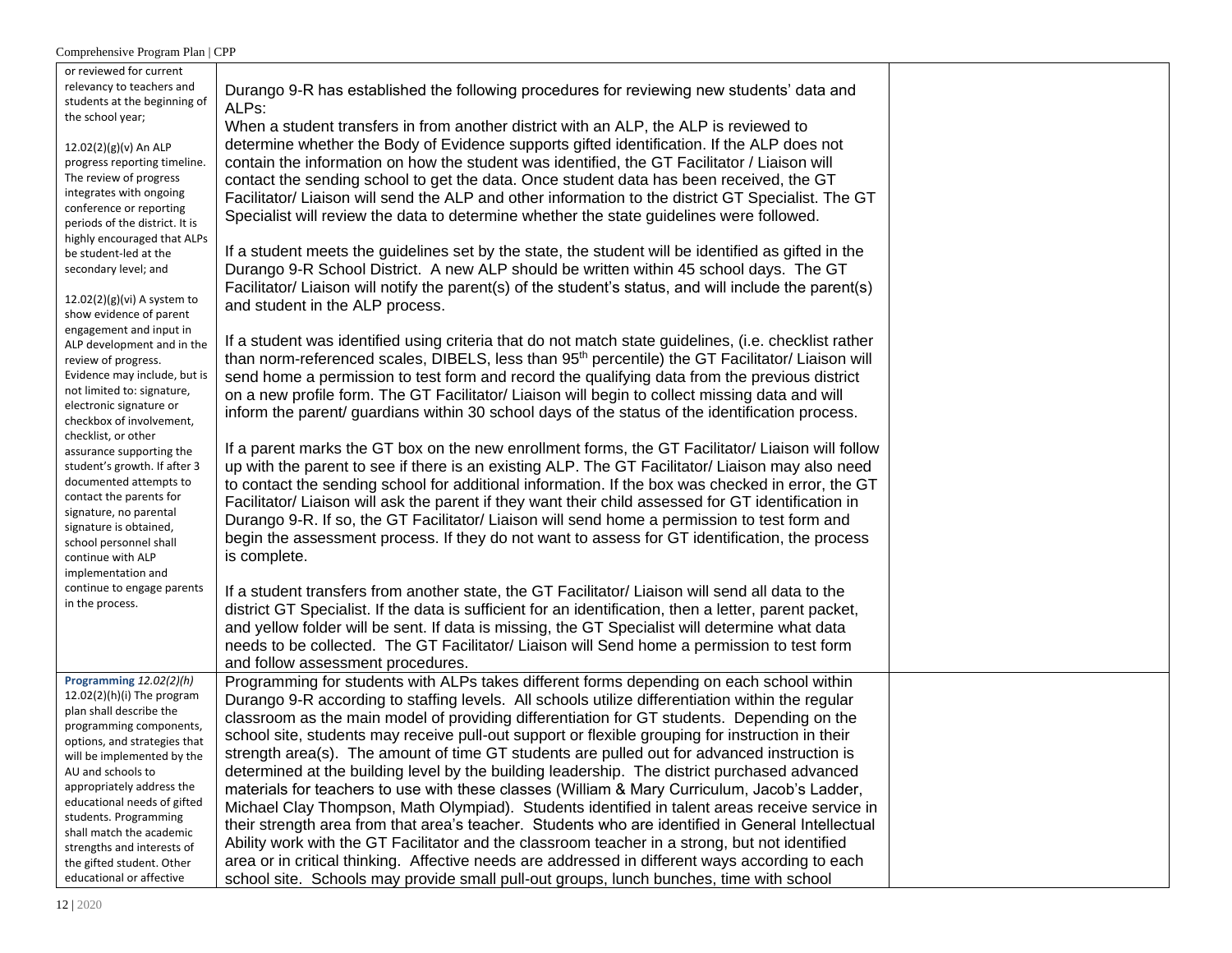| | | |
|---|---|---|
| or reviewed for current relevancy to teachers and students at the beginning of the school year;<br><br>12.02(2)(g)(v) An ALP progress reporting timeline. The review of progress integrates with ongoing conference or reporting periods of the district. It is highly encouraged that ALPs be student-led at the secondary level; and<br><br>12.02(2)(g)(vi) A system to show evidence of parent engagement and input in ALP development and in the review of progress. Evidence may include, but is not limited to: signature, electronic signature or checkbox of involvement, checklist, or other assurance supporting the student's growth. If after 3 documented attempts to contact the parents for signature, no parental signature is obtained, school personnel shall continue with ALP implementation and continue to engage parents in the process. | Durango 9-R has established the following procedures for reviewing new students' data and ALPs:<br>When a student transfers in from another district with an ALP, the ALP is reviewed to determine whether the Body of Evidence supports gifted identification. If the ALP does not contain the information on how the student was identified, the GT Facilitator / Liaison will contact the sending school to get the data. Once student data has been received, the GT Facilitator/ Liaison will send the ALP and other information to the district GT Specialist. The GT Specialist will review the data to determine whether the state guidelines were followed.<br><br>If a student meets the guidelines set by the state, the student will be identified as gifted in the Durango 9-R School District. A new ALP should be written within 45 school days. The GT Facilitator/ Liaison will notify the parent(s) of the student's status, and will include the parent(s) and student in the ALP process.<br><br>If a student was identified using criteria that do not match state guidelines, (i.e. checklist rather than norm-referenced scales, DIBELS, less than 95th percentile) the GT Facilitator/ Liaison will send home a permission to test form and record the qualifying data from the previous district on a new profile form. The GT Facilitator/ Liaison will begin to collect missing data and will inform the parent/ guardians within 30 school days of the status of the identification process.<br><br>If a parent marks the GT box on the new enrollment forms, the GT Facilitator/ Liaison will follow up with the parent to see if there is an existing ALP. The GT Facilitator/ Liaison may also need to contact the sending school for additional information. If the box was checked in error, the GT Facilitator/ Liaison will ask the parent if they want their child assessed for GT identification in Durango 9-R. If so, the GT Facilitator/ Liaison will send home a permission to test form and begin the assessment process. If they do not want to assess for GT identification, the process is complete.<br><br>If a student transfers from another state, the GT Facilitator/ Liaison will send all data to the district GT Specialist. If the data is sufficient for an identification, then a letter, parent packet, and yellow folder will be sent. If data is missing, the GT Specialist will determine what data needs to be collected. The GT Facilitator/ Liaison will Send home a permission to test form and follow assessment procedures. | |
| **Programming** *12.02(2)(h)*<br>12.02(2)(h)(i) The program plan shall describe the programming components, options, and strategies that will be implemented by the AU and schools to appropriately address the educational needs of gifted students. Programming shall match the academic strengths and interests of the gifted student. Other educational or affective | Programming for students with ALPs takes different forms depending on each school within Durango 9-R according to staffing levels. All schools utilize differentiation within the regular classroom as the main model of providing differentiation for GT students. Depending on the school site, students may receive pull-out support or flexible grouping for instruction in their strength area(s). The amount of time GT students are pulled out for advanced instruction is determined at the building level by the building leadership. The district purchased advanced materials for teachers to use with these classes (William & Mary Curriculum, Jacob's Ladder, Michael Clay Thompson, Math Olympiad). Students identified in talent areas receive service in their strength area from that area's teacher. Students who are identified in General Intellectual Ability work with the GT Facilitator and the classroom teacher in a strong, but not identified area or in critical thinking. Affective needs are addressed in different ways according to each school site. Schools may provide small pull-out groups, lunch bunches, time with school | |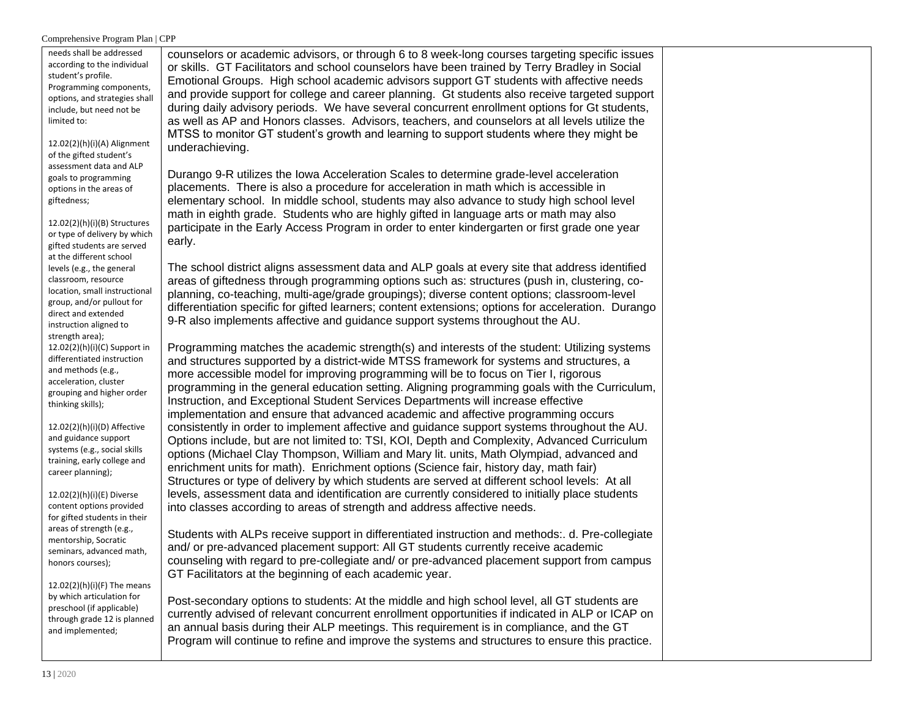| | | |
|---|---|---|
| needs shall be addressed according to the individual student's profile. Programming components, options, and strategies shall include, but need not be limited to:<br><br>12.02(2)(h)(i)(A) Alignment of the gifted student's assessment data and ALP goals to programming options in the areas of giftedness;<br><br>12.02(2)(h)(i)(B) Structures or type of delivery by which gifted students are served at the different school levels (e.g., the general classroom, resource location, small instructional group, and/or pullout for direct and extended instruction aligned to strength area);<br>12.02(2)(h)(i)(C) Support in differentiated instruction and methods (e.g., acceleration, cluster grouping and higher order thinking skills);<br><br>12.02(2)(h)(i)(D) Affective and guidance support systems (e.g., social skills training, early college and career planning);<br><br>12.02(2)(h)(i)(E) Diverse content options provided for gifted students in their areas of strength (e.g., mentorship, Socratic seminars, advanced math, honors courses);<br><br>12.02(2)(h)(i)(F) The means by which articulation for preschool (if applicable) through grade 12 is planned and implemented; | counselors or academic advisors, or through 6 to 8 week-long courses targeting specific issues or skills. GT Facilitators and school counselors have been trained by Terry Bradley in Social Emotional Groups. High school academic advisors support GT students with affective needs and provide support for college and career planning. Gt students also receive targeted support during daily advisory periods. We have several concurrent enrollment options for Gt students, as well as AP and Honors classes. Advisors, teachers, and counselors at all levels utilize the MTSS to monitor GT student's growth and learning to support students where they might be underachieving.<br><br>Durango 9-R utilizes the Iowa Acceleration Scales to determine grade-level acceleration placements. There is also a procedure for acceleration in math which is accessible in elementary school. In middle school, students may also advance to study high school level math in eighth grade. Students who are highly gifted in language arts or math may also participate in the Early Access Program in order to enter kindergarten or first grade one year early.<br><br>The school district aligns assessment data and ALP goals at every site that address identified areas of giftedness through programming options such as: structures (push in, clustering, co-planning, co-teaching, multi-age/grade groupings); diverse content options; classroom-level differentiation specific for gifted learners; content extensions; options for acceleration. Durango 9-R also implements affective and guidance support systems throughout the AU.<br><br>Programming matches the academic strength(s) and interests of the student: Utilizing systems and structures supported by a district-wide MTSS framework for systems and structures, a more accessible model for improving programming will be to focus on Tier I, rigorous programming in the general education setting. Aligning programming goals with the Curriculum, Instruction, and Exceptional Student Services Departments will increase effective implementation and ensure that advanced academic and affective programming occurs consistently in order to implement affective and guidance support systems throughout the AU. Options include, but are not limited to: TSI, KOI, Depth and Complexity, Advanced Curriculum options (Michael Clay Thompson, William and Mary lit. units, Math Olympiad, advanced and enrichment units for math). Enrichment options (Science fair, history day, math fair) Structures or type of delivery by which students are served at different school levels: At all levels, assessment data and identification are currently considered to initially place students into classes according to areas of strength and address affective needs.<br><br>Students with ALPs receive support in differentiated instruction and methods:. d. Pre-collegiate and/ or pre-advanced placement support: All GT students currently receive academic counseling with regard to pre-collegiate and/ or pre-advanced placement support from campus GT Facilitators at the beginning of each academic year.<br><br>Post-secondary options to students: At the middle and high school level, all GT students are currently advised of relevant concurrent enrollment opportunities if indicated in ALP or ICAP on an annual basis during their ALP meetings. This requirement is in compliance, and the GT Program will continue to refine and improve the systems and structures to ensure this practice. | |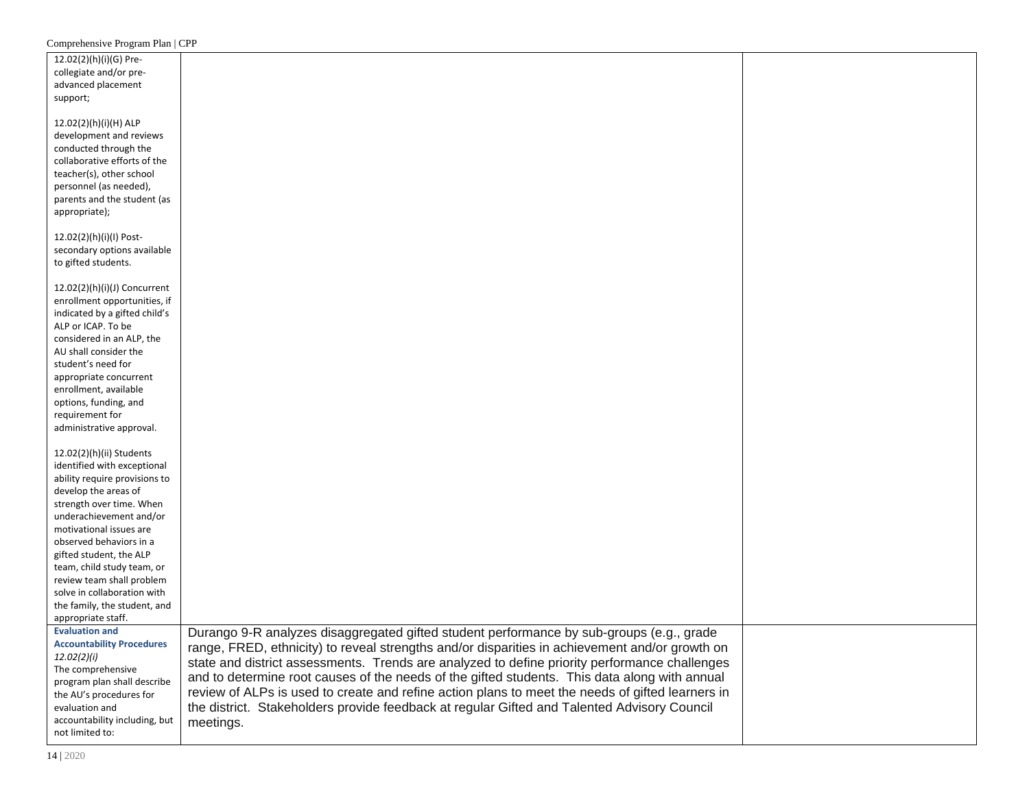| | | |
|---|---|---|
| 12.02(2)(h)(i)(G) Pre-collegiate and/or pre-advanced placement support;<br><br>12.02(2)(h)(i)(H) ALP development and reviews conducted through the collaborative efforts of the teacher(s), other school personnel (as needed), parents and the student (as appropriate);<br><br>12.02(2)(h)(i)(I) Post-secondary options available to gifted students.<br><br>12.02(2)(h)(i)(J) Concurrent enrollment opportunities, if indicated by a gifted child's ALP or ICAP. To be considered in an ALP, the AU shall consider the student's need for appropriate concurrent enrollment, available options, funding, and requirement for administrative approval.<br><br>12.02(2)(h)(ii) Students identified with exceptional ability require provisions to develop the areas of strength over time. When underachievement and/or motivational issues are observed behaviors in a gifted student, the ALP team, child study team, or review team shall problem solve in collaboration with the family, the student, and appropriate staff. | | |
| **Evaluation and Accountability Procedures** *12.02(2)(i)* The comprehensive program plan shall describe the AU's procedures for evaluation and accountability including, but not limited to: | Durango 9-R analyzes disaggregated gifted student performance by sub-groups (e.g., grade range, FRED, ethnicity) to reveal strengths and/or disparities in achievement and/or growth on state and district assessments. Trends are analyzed to define priority performance challenges and to determine root causes of the needs of the gifted students. This data along with annual review of ALPs is used to create and refine action plans to meet the needs of gifted learners in the district. Stakeholders provide feedback at regular Gifted and Talented Advisory Council meetings. | |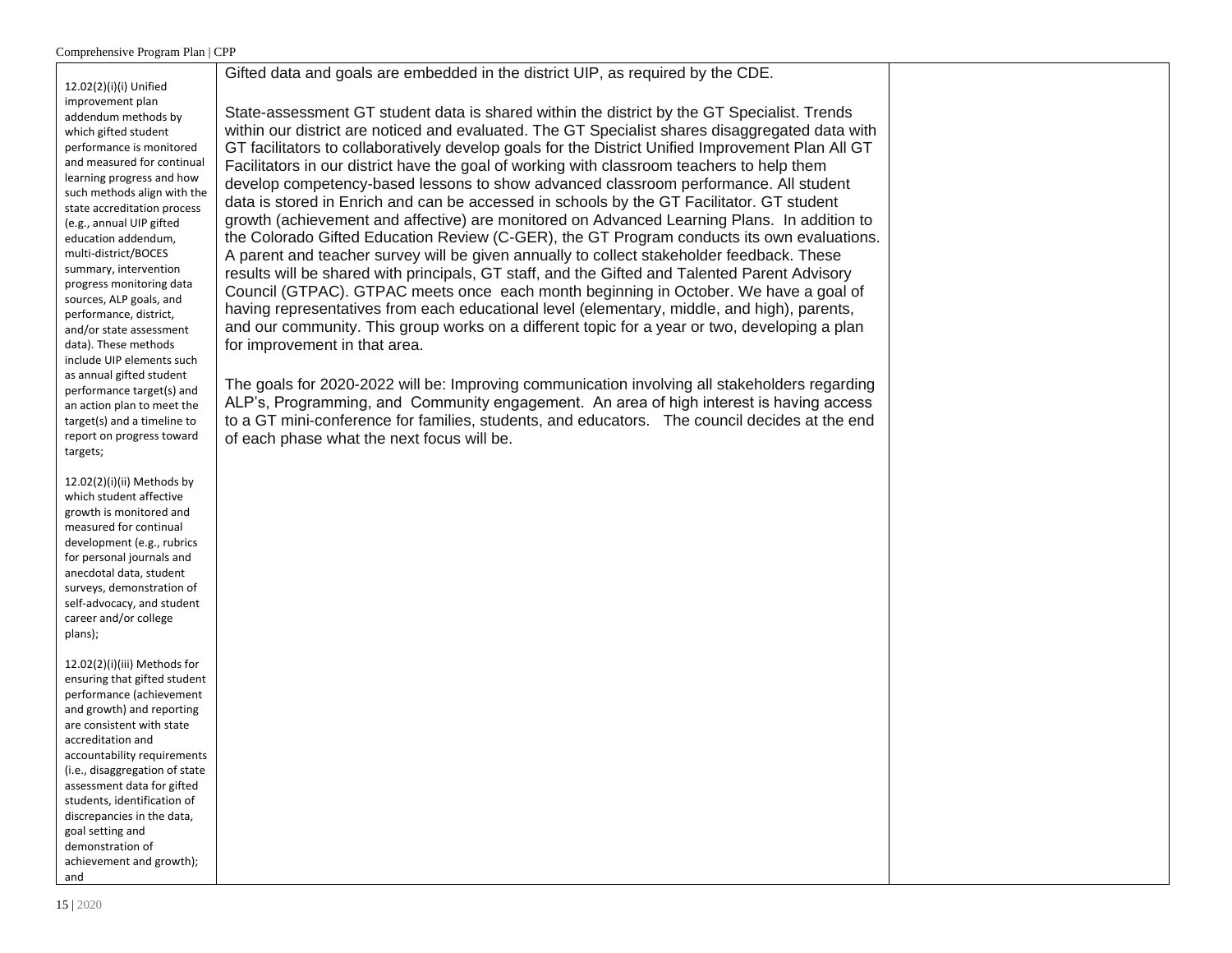| | | |
|---|---|---|
| 12.02(2)(i)(i) Unified improvement plan addendum methods by which gifted student performance is monitored and measured for continual learning progress and how such methods align with the state accreditation process (e.g., annual UIP gifted education addendum, multi-district/BOCES summary, intervention progress monitoring data sources, ALP goals, and performance, district, and/or state assessment data). These methods include UIP elements such as annual gifted student performance target(s) and an action plan to meet the target(s) and a timeline to report on progress toward targets;<br><br>12.02(2)(i)(ii) Methods by which student affective growth is monitored and measured for continual development (e.g., rubrics for personal journals and anecdotal data, student surveys, demonstration of self-advocacy, and student career and/or college plans);<br><br>12.02(2)(i)(iii) Methods for ensuring that gifted student performance (achievement and growth) and reporting are consistent with state accreditation and accountability requirements (i.e., disaggregation of state assessment data for gifted students, identification of discrepancies in the data, goal setting and demonstration of achievement and growth); and | Gifted data and goals are embedded in the district UIP, as required by the CDE.<br><br>State-assessment GT student data is shared within the district by the GT Specialist. Trends within our district are noticed and evaluated. The GT Specialist shares disaggregated data with GT facilitators to collaboratively develop goals for the District Unified Improvement Plan All GT Facilitators in our district have the goal of working with classroom teachers to help them develop competency-based lessons to show advanced classroom performance. All student data is stored in Enrich and can be accessed in schools by the GT Facilitator. GT student growth (achievement and affective) are monitored on Advanced Learning Plans. In addition to the Colorado Gifted Education Review (C-GER), the GT Program conducts its own evaluations. A parent and teacher survey will be given annually to collect stakeholder feedback. These results will be shared with principals, GT staff, and the Gifted and Talented Parent Advisory Council (GTPAC). GTPAC meets once each month beginning in October. We have a goal of having representatives from each educational level (elementary, middle, and high), parents, and our community. This group works on a different topic for a year or two, developing a plan for improvement in that area.<br><br>The goals for 2020-2022 will be: Improving communication involving all stakeholders regarding ALP's, Programming, and Community engagement. An area of high interest is having access to a GT mini-conference for families, students, and educators. The council decides at the end of each phase what the next focus will be. | |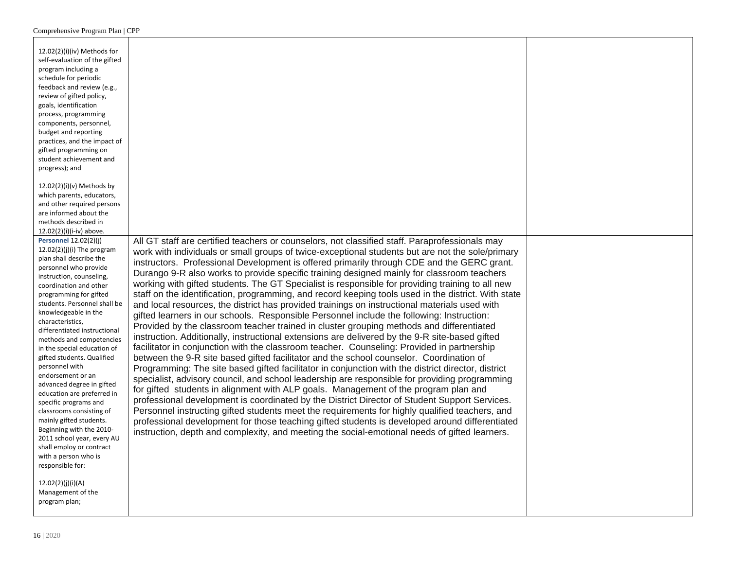| | | |
|---|---|---|
| 12.02(2)(i)(iv) Methods for self-evaluation of the gifted program including a schedule for periodic feedback and review (e.g., review of gifted policy, goals, identification process, programming components, personnel, budget and reporting practices, and the impact of gifted programming on student achievement and progress); and<br><br>12.02(2)(i)(v) Methods by which parents, educators, and other required persons are informed about the methods described in 12.02(2)(i)(i-iv) above. | | |
| **Personnel** 12.02(2)(j) 12.02(2)(j)(i) The program plan shall describe the personnel who provide instruction, counseling, coordination and other programming for gifted students. Personnel shall be knowledgeable in the characteristics, differentiated instructional methods and competencies in the special education of gifted students. Qualified personnel with endorsement or an advanced degree in gifted education are preferred in specific programs and classrooms consisting of mainly gifted students. Beginning with the 2010-2011 school year, every AU shall employ or contract with a person who is responsible for:<br><br>12.02(2)(j)(i)(A) Management of the program plan; | All GT staff are certified teachers or counselors, not classified staff. Paraprofessionals may work with individuals or small groups of twice-exceptional students but are not the sole/primary instructors. Professional Development is offered primarily through CDE and the GERC grant. Durango 9-R also works to provide specific training designed mainly for classroom teachers working with gifted students. The GT Specialist is responsible for providing training to all new staff on the identification, programming, and record keeping tools used in the district. With state and local resources, the district has provided trainings on instructional materials used with gifted learners in our schools. Responsible Personnel include the following: Instruction: Provided by the classroom teacher trained in cluster grouping methods and differentiated instruction. Additionally, instructional extensions are delivered by the 9-R site-based gifted facilitator in conjunction with the classroom teacher. Counseling: Provided in partnership between the 9-R site based gifted facilitator and the school counselor. Coordination of Programming: The site based gifted facilitator in conjunction with the district director, district specialist, advisory council, and school leadership are responsible for providing programming for gifted students in alignment with ALP goals. Management of the program plan and professional development is coordinated by the District Director of Student Support Services. Personnel instructing gifted students meet the requirements for highly qualified teachers, and professional development for those teaching gifted students is developed around differentiated instruction, depth and complexity, and meeting the social-emotional needs of gifted learners. | |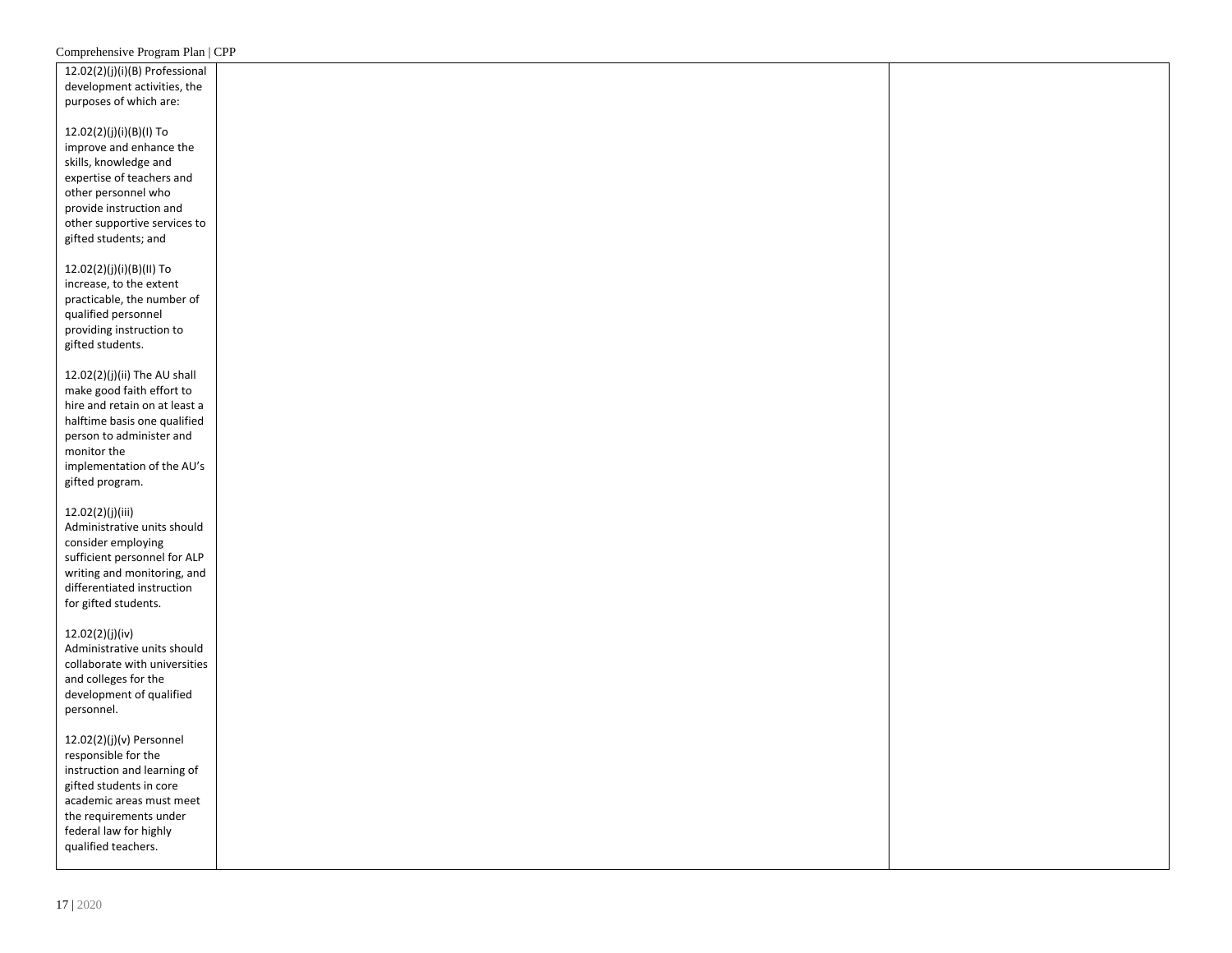| | | |
|---|---|---|
| 12.02(2)(j)(i)(B) Professional development activities, the purposes of which are:<br><br>12.02(2)(j)(i)(B)(I) To improve and enhance the skills, knowledge and expertise of teachers and other personnel who provide instruction and other supportive services to gifted students; and<br><br>12.02(2)(j)(i)(B)(II) To increase, to the extent practicable, the number of qualified personnel providing instruction to gifted students.<br><br>12.02(2)(j)(ii) The AU shall make good faith effort to hire and retain on at least a halftime basis one qualified person to administer and monitor the implementation of the AU's gifted program.<br><br>12.02(2)(j)(iii) Administrative units should consider employing sufficient personnel for ALP writing and monitoring, and differentiated instruction for gifted students.<br><br>12.02(2)(j)(iv) Administrative units should collaborate with universities and colleges for the development of qualified personnel.<br><br>12.02(2)(j)(v) Personnel responsible for the instruction and learning of gifted students in core academic areas must meet the requirements under federal law for highly qualified teachers. | | |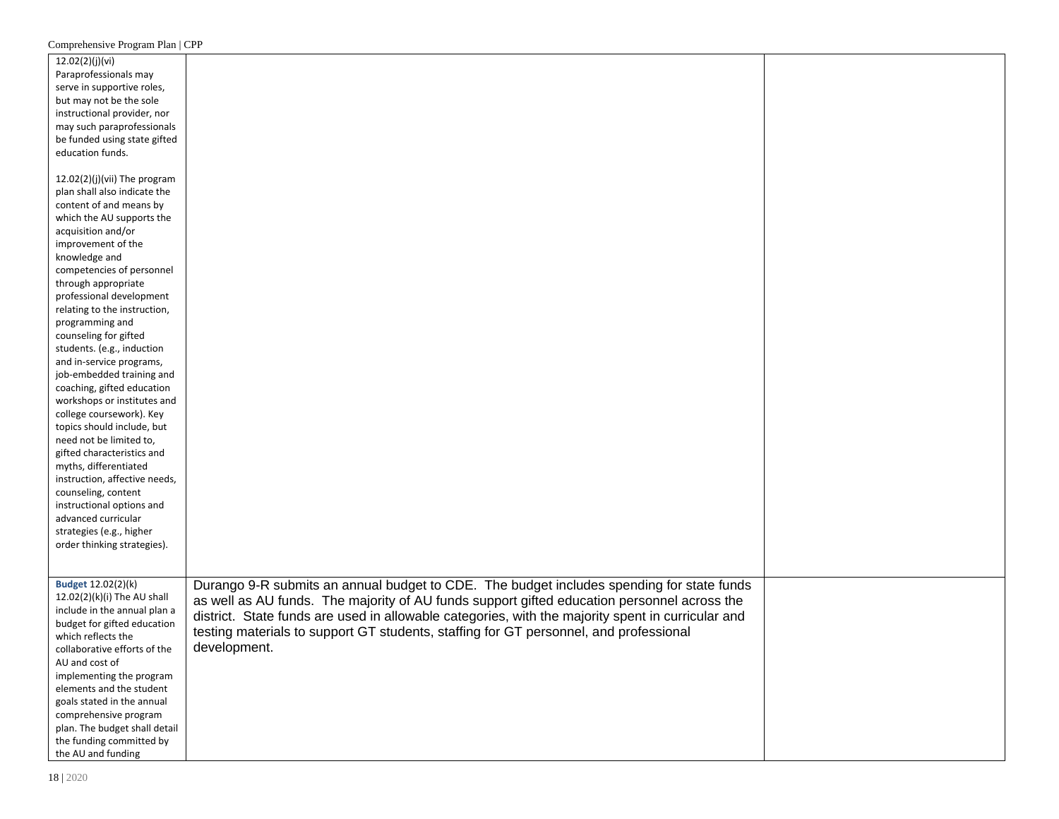| | | |
|---|---|---|
| 12.02(2)(j)(vi) Paraprofessionals may serve in supportive roles, but may not be the sole instructional provider, nor may such paraprofessionals be funded using state gifted education funds.<br><br>12.02(2)(j)(vii) The program plan shall also indicate the content of and means by which the AU supports the acquisition and/or improvement of the knowledge and competencies of personnel through appropriate professional development relating to the instruction, programming and counseling for gifted students. (e.g., induction and in-service programs, job-embedded training and coaching, gifted education workshops or institutes and college coursework). Key topics should include, but need not be limited to, gifted characteristics and myths, differentiated instruction, affective needs, counseling, content instructional options and advanced curricular strategies (e.g., higher order thinking strategies). | | |
| **Budget** 12.02(2)(k) 12.02(2)(k)(i) The AU shall include in the annual plan a budget for gifted education which reflects the collaborative efforts of the AU and cost of implementing the program elements and the student goals stated in the annual comprehensive program plan. The budget shall detail the funding committed by the AU and funding | Durango 9-R submits an annual budget to CDE. The budget includes spending for state funds as well as AU funds. The majority of AU funds support gifted education personnel across the district. State funds are used in allowable categories, with the majority spent in curricular and testing materials to support GT students, staffing for GT personnel, and professional development. | |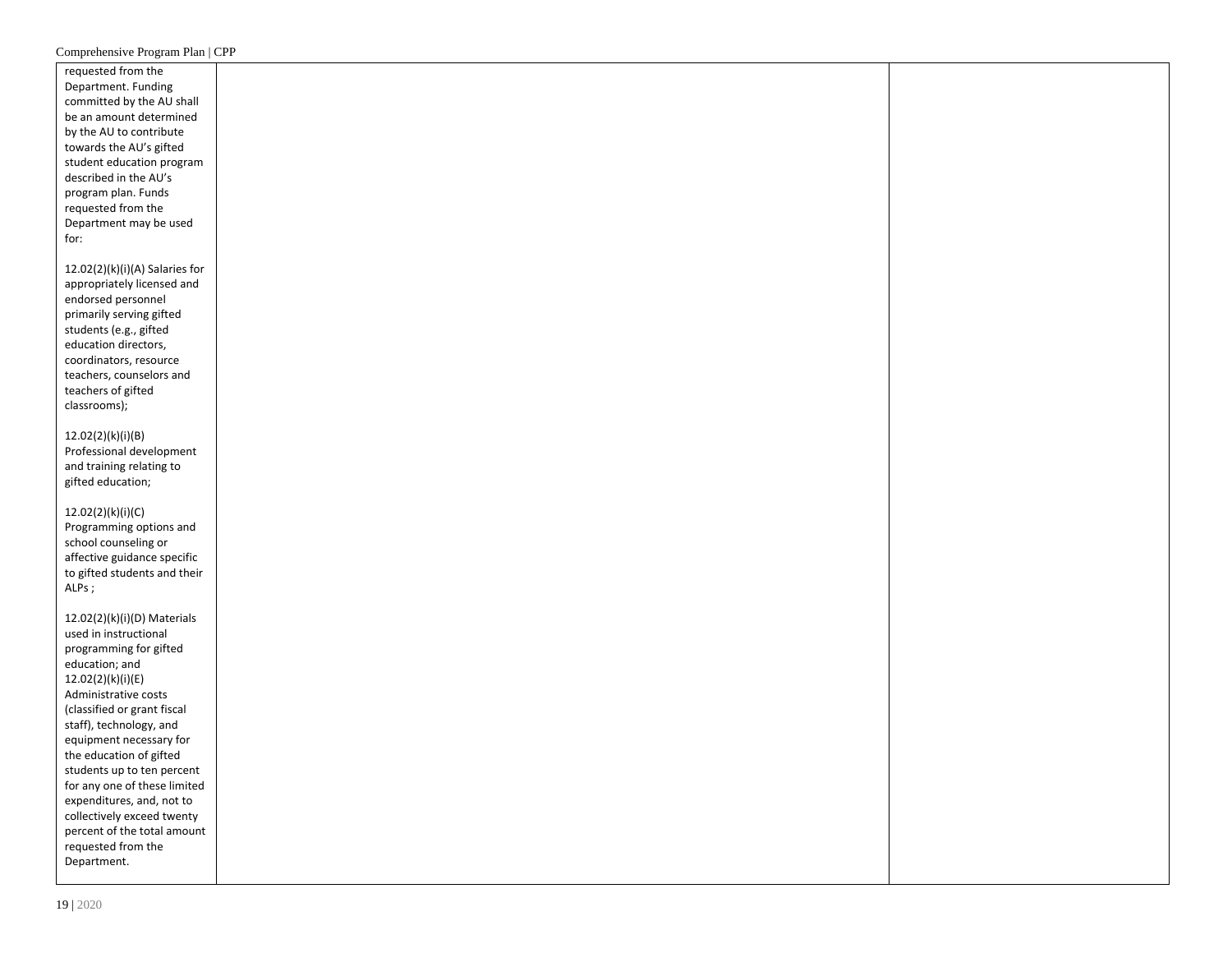| | | |
|---|---|---|
| requested from the Department. Funding committed by the AU shall be an amount determined by the AU to contribute towards the AU's gifted student education program described in the AU's program plan. Funds requested from the Department may be used for:<br><br>12.02(2)(k)(i)(A) Salaries for appropriately licensed and endorsed personnel primarily serving gifted students (e.g., gifted education directors, coordinators, resource teachers, counselors and teachers of gifted classrooms);<br><br>12.02(2)(k)(i)(B) Professional development and training relating to gifted education;<br><br>12.02(2)(k)(i)(C) Programming options and school counseling or affective guidance specific to gifted students and their ALPs ;<br><br>12.02(2)(k)(i)(D) Materials used in instructional programming for gifted education; and<br>12.02(2)(k)(i)(E) Administrative costs (classified or grant fiscal staff), technology, and equipment necessary for the education of gifted students up to ten percent for any one of these limited expenditures, and, not to collectively exceed twenty percent of the total amount requested from the Department. | | |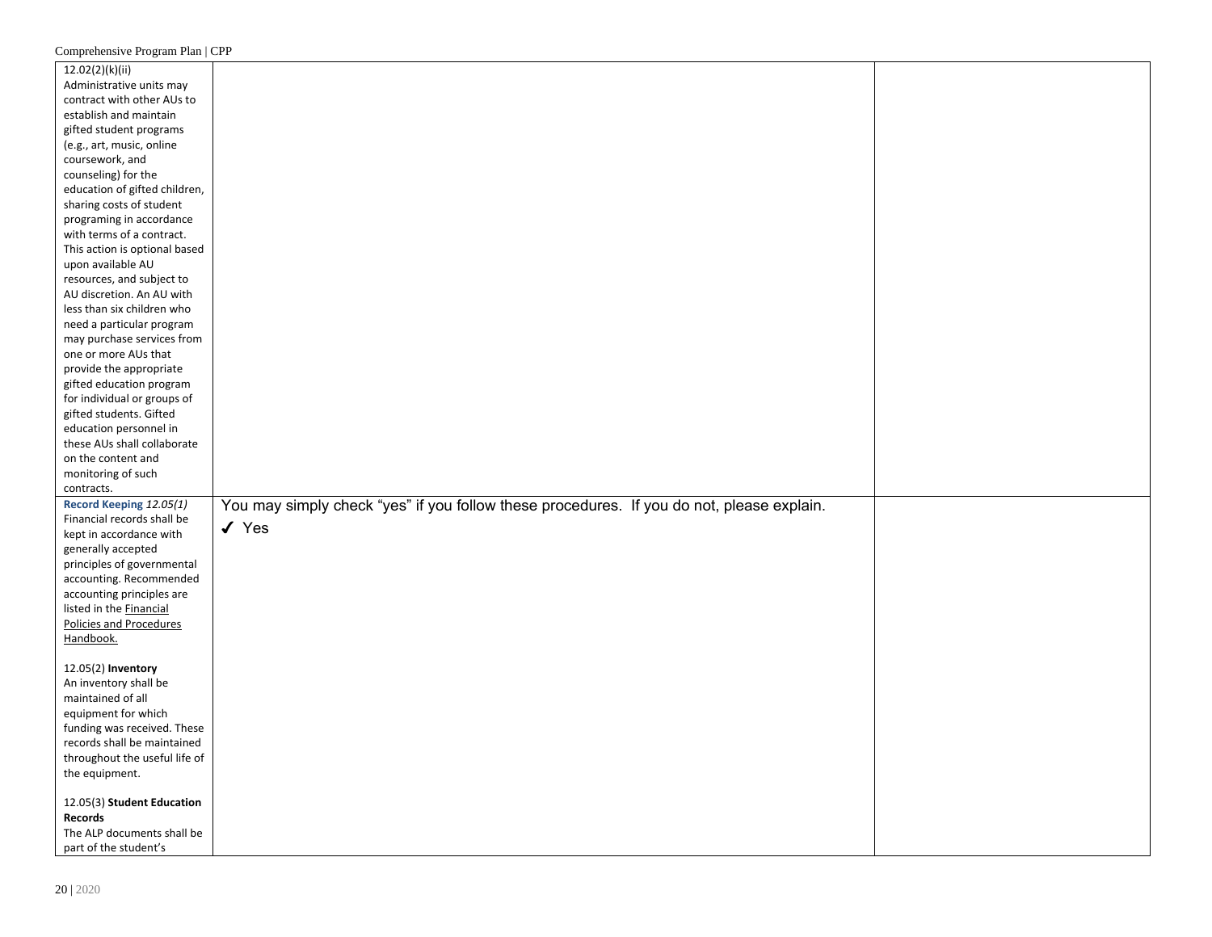| | | |
|---|---|---|
| 12.02(2)(k)(ii) Administrative units may contract with other AUs to establish and maintain gifted student programs (e.g., art, music, online coursework, and counseling) for the education of gifted children, sharing costs of student programing in accordance with terms of a contract. This action is optional based upon available AU resources, and subject to AU discretion. An AU with less than six children who need a particular program may purchase services from one or more AUs that provide the appropriate gifted education program for individual or groups of gifted students. Gifted education personnel in these AUs shall collaborate on the content and monitoring of such contracts. | | |
| **Record Keeping** *12.05(1)* Financial records shall be kept in accordance with generally accepted principles of governmental accounting. Recommended accounting principles are listed in the Financial Policies and Procedures Handbook.<br><br>12.05(2) **Inventory** An inventory shall be maintained of all equipment for which funding was received. These records shall be maintained throughout the useful life of the equipment.<br><br>12.05(3) **Student Education Records** The ALP documents shall be part of the student's | You may simply check "yes" if you follow these procedures. If you do not, please explain.<br>✓ Yes | |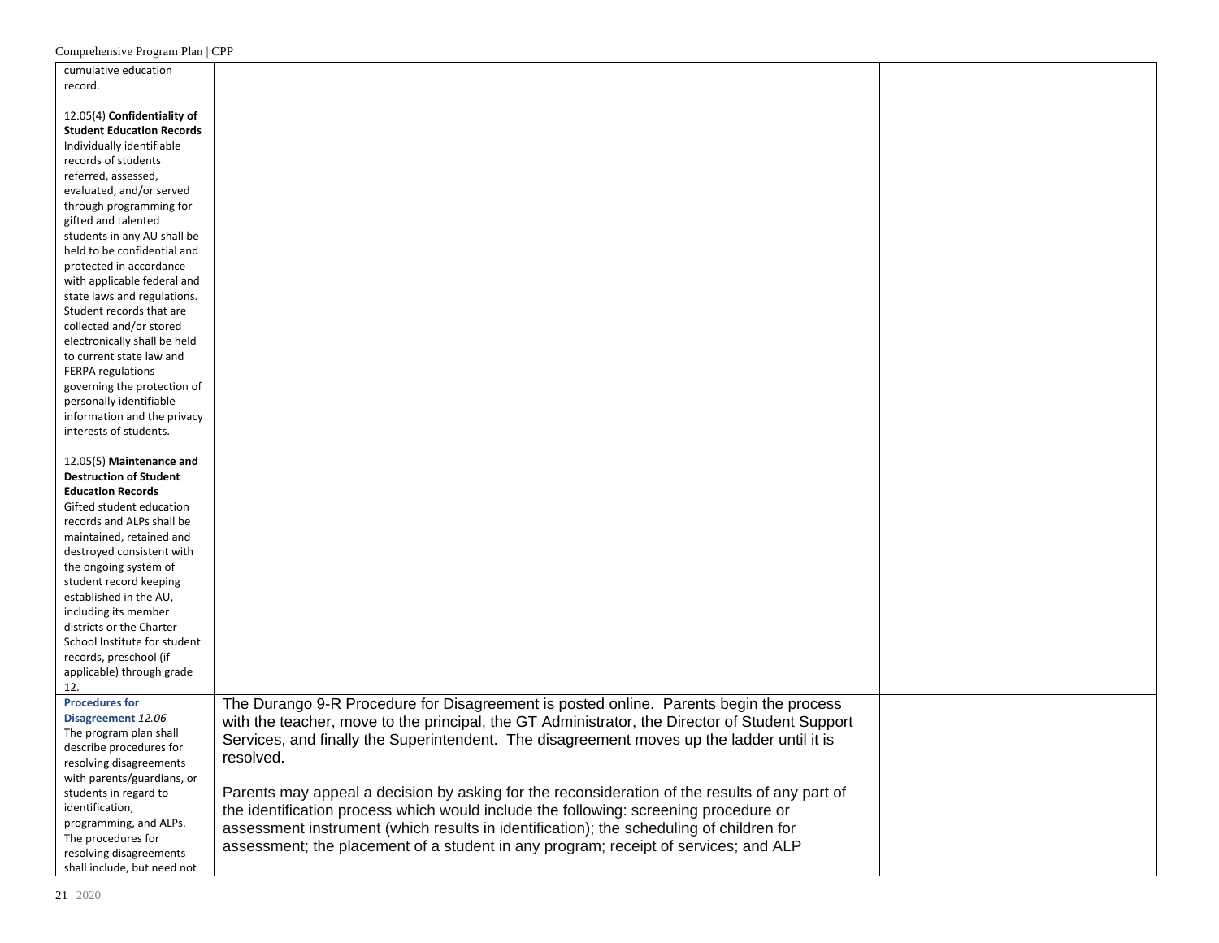| | | |
|---|---|---|
| cumulative education record.<br><br>12.05(4) **Confidentiality of Student Education Records** Individually identifiable records of students referred, assessed, evaluated, and/or served through programming for gifted and talented students in any AU shall be held to be confidential and protected in accordance with applicable federal and state laws and regulations. Student records that are collected and/or stored electronically shall be held to current state law and FERPA regulations governing the protection of personally identifiable information and the privacy interests of students.<br><br>12.05(5) **Maintenance and Destruction of Student Education Records** Gifted student education records and ALPs shall be maintained, retained and destroyed consistent with the ongoing system of student record keeping established in the AU, including its member districts or the Charter School Institute for student records, preschool (if applicable) through grade 12. | | |
| **Procedures for Disagreement** *12.06* The program plan shall describe procedures for resolving disagreements with parents/guardians, or students in regard to identification, programming, and ALPs. The procedures for resolving disagreements shall include, but need not | The Durango 9-R Procedure for Disagreement is posted online. Parents begin the process with the teacher, move to the principal, the GT Administrator, the Director of Student Support Services, and finally the Superintendent. The disagreement moves up the ladder until it is resolved.<br><br>Parents may appeal a decision by asking for the reconsideration of the results of any part of the identification process which would include the following: screening procedure or assessment instrument (which results in identification); the scheduling of children for assessment; the placement of a student in any program; receipt of services; and ALP | |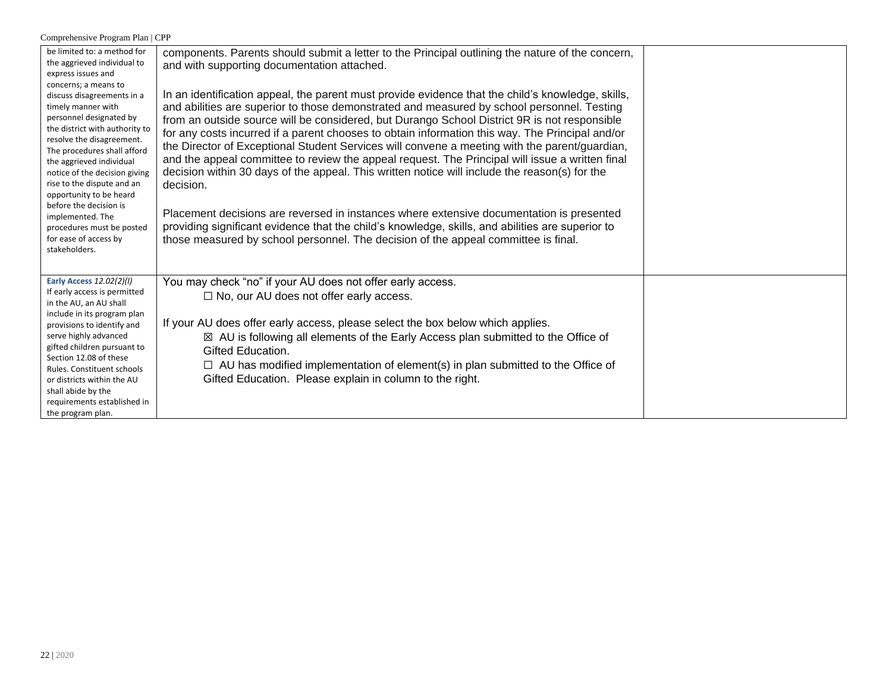| | | |
|---|---|---|
| be limited to: a method for the aggrieved individual to express issues and concerns; a means to discuss disagreements in a timely manner with personnel designated by the district with authority to resolve the disagreement. The procedures shall afford the aggrieved individual notice of the decision giving rise to the dispute and an opportunity to be heard before the decision is implemented. The procedures must be posted for ease of access by stakeholders. | components. Parents should submit a letter to the Principal outlining the nature of the concern, and with supporting documentation attached.<br><br>In an identification appeal, the parent must provide evidence that the child's knowledge, skills, and abilities are superior to those demonstrated and measured by school personnel. Testing from an outside source will be considered, but Durango School District 9R is not responsible for any costs incurred if a parent chooses to obtain information this way. The Principal and/or the Director of Exceptional Student Services will convene a meeting with the parent/guardian, and the appeal committee to review the appeal request. The Principal will issue a written final decision within 30 days of the appeal. This written notice will include the reason(s) for the decision.<br><br>Placement decisions are reversed in instances where extensive documentation is presented providing significant evidence that the child's knowledge, skills, and abilities are superior to those measured by school personnel. The decision of the appeal committee is final. | |
| **Early Access** *12.02(2)(l)*<br>If early access is permitted in the AU, an AU shall include in its program plan provisions to identify and serve highly advanced gifted children pursuant to Section 12.08 of these Rules. Constituent schools or districts within the AU shall abide by the requirements established in the program plan. | You may check "no" if your AU does not offer early access.<br>☐ No, our AU does not offer early access.<br><br>If your AU does offer early access, please select the box below which applies.<br>☒ AU is following all elements of the Early Access plan submitted to the Office of Gifted Education.<br>☐ AU has modified implementation of element(s) in plan submitted to the Office of Gifted Education. Please explain in column to the right. | |